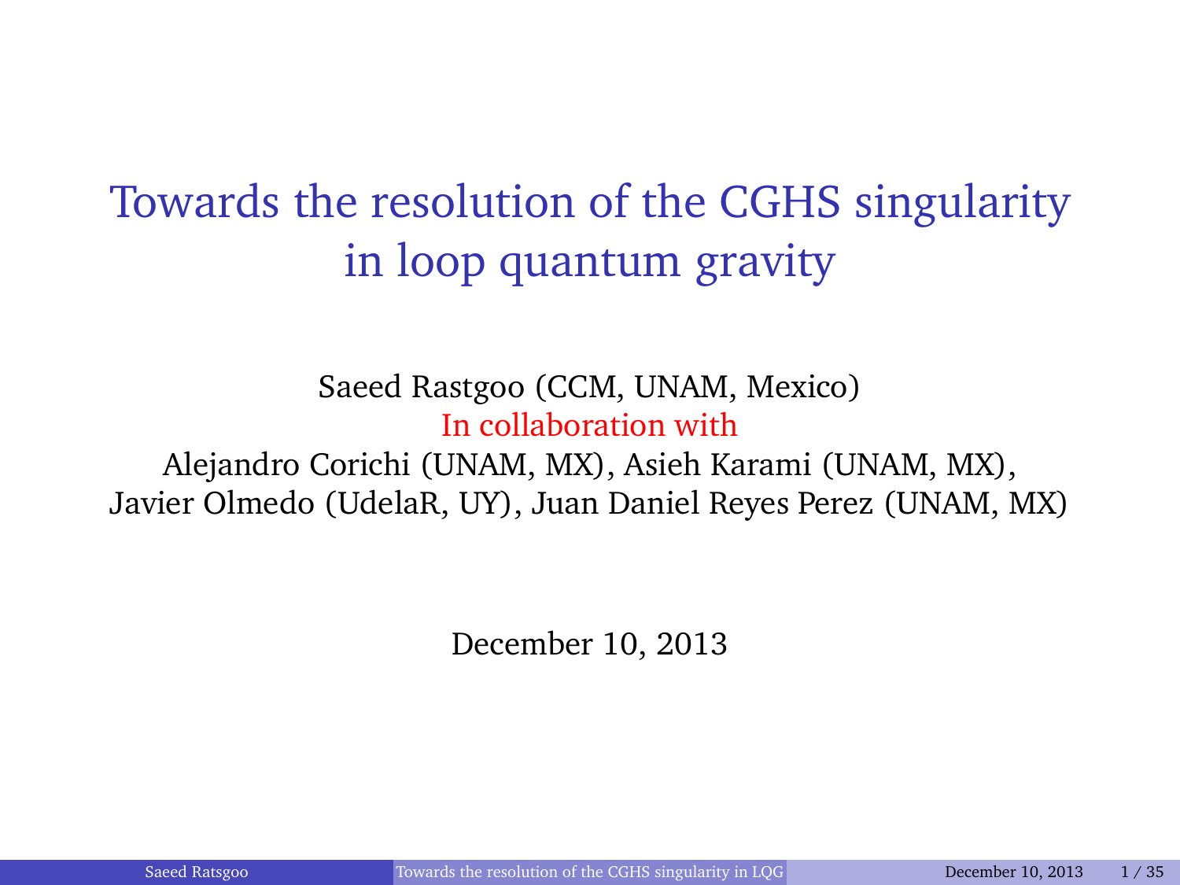# Towards the resolution of the CGHS singularity in loop quantum gravity

Saeed Rastgoo (CCM, UNAM, Mexico)

In collaboration with

Alejandro Corichi (UNAM, MX), Asieh Karami (UNAM, MX), Javier Olmedo (UdelaR, UY), Juan Daniel Reyes Perez (UNAM, MX)

December 10, 2013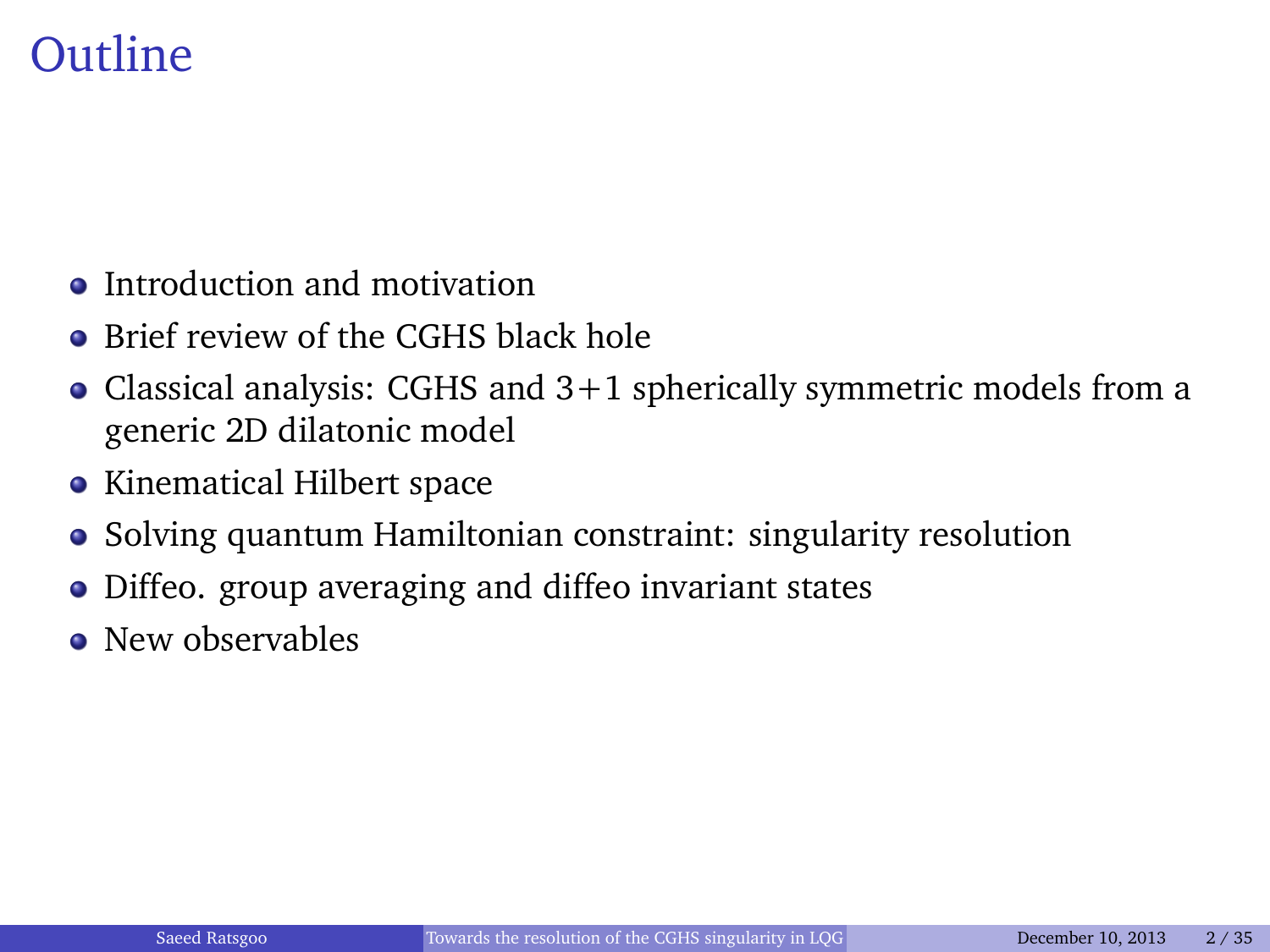# Outline

- Introduction and motivation
- Brief review of the CGHS black hole
- Classical analysis: CGHS and $3+1$ spherically symmetric models from a generic 2D dilatonic model
- Kinematical Hilbert space
- Solving quantum Hamiltonian constraint: singularity resolution
- Diffeo. group averaging and diffeo invariant states
- New observables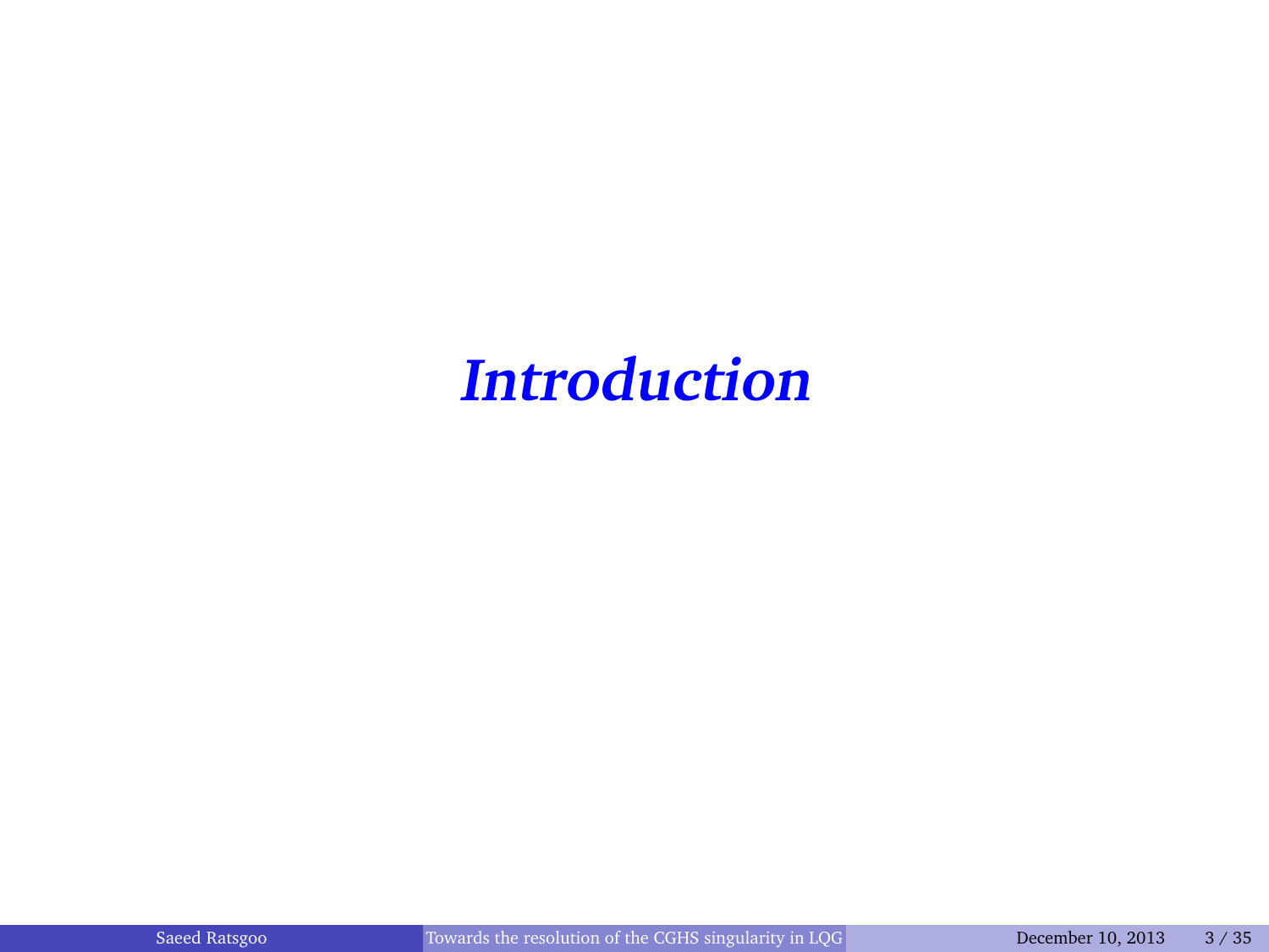# *Introduction*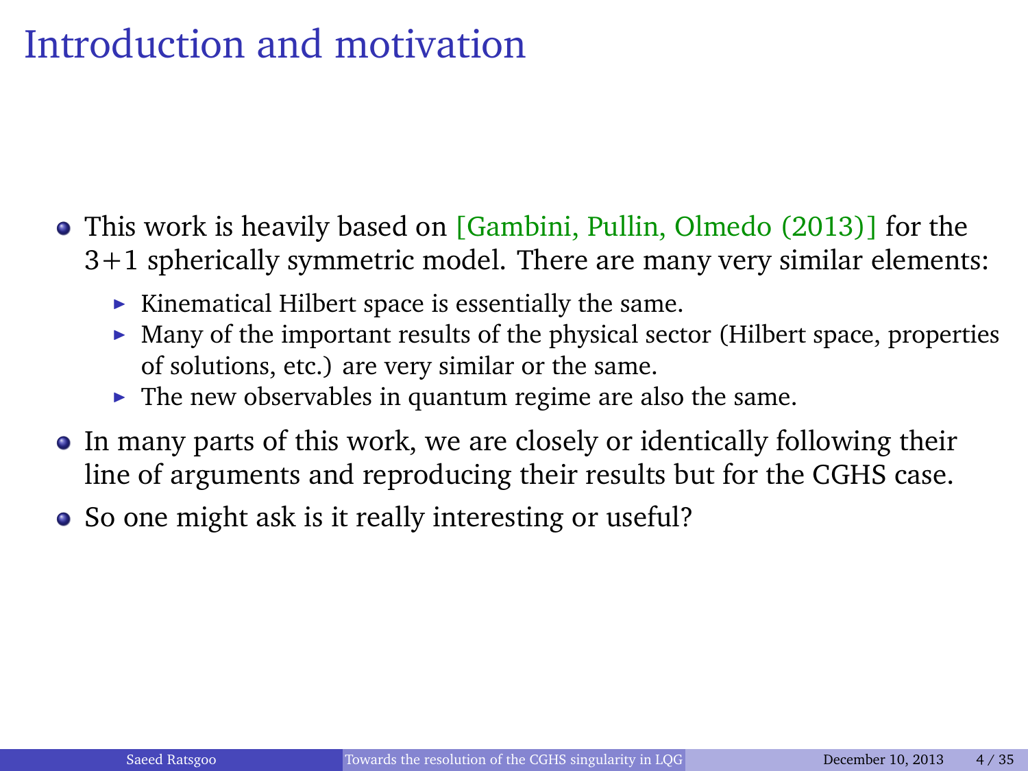# Introduction and motivation

- This work is heavily based on [Gambini, Pullin, Olmedo (2013)] for the 3+1 spherically symmetric model. There are many very similar elements:
  - Kinematical Hilbert space is essentially the same.
  - Many of the important results of the physical sector (Hilbert space, properties of solutions, etc.) are very similar or the same.
  - The new observables in quantum regime are also the same.
- In many parts of this work, we are closely or identically following their line of arguments and reproducing their results but for the CGHS case.
- So one might ask is it really interesting or useful?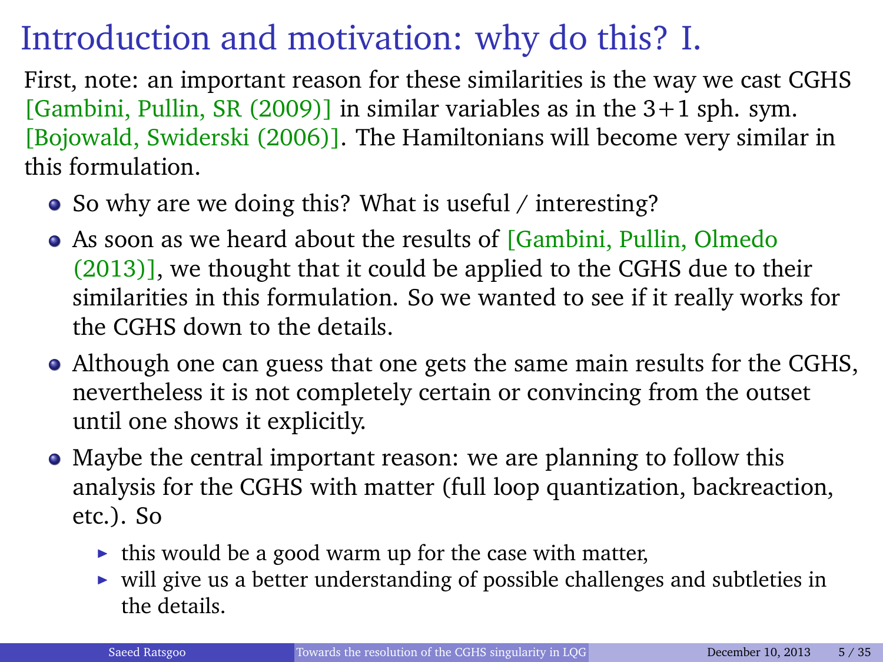# Introduction and motivation: why do this? I.

First, note: an important reason for these similarities is the way we cast CGHS [Gambini, Pullin, SR (2009)] in similar variables as in the 3+1 sph. sym. [Bojowald, Swiderski (2006)]. The Hamiltonians will become very similar in this formulation.

- So why are we doing this? What is useful / interesting?
- As soon as we heard about the results of [Gambini, Pullin, Olmedo (2013)], we thought that it could be applied to the CGHS due to their similarities in this formulation. So we wanted to see if it really works for the CGHS down to the details.
- Although one can guess that one gets the same main results for the CGHS, nevertheless it is not completely certain or convincing from the outset until one shows it explicitly.
- Maybe the central important reason: we are planning to follow this analysis for the CGHS with matter (full loop quantization, backreaction, etc.). So
  - this would be a good warm up for the case with matter,
  - will give us a better understanding of possible challenges and subtleties in the details.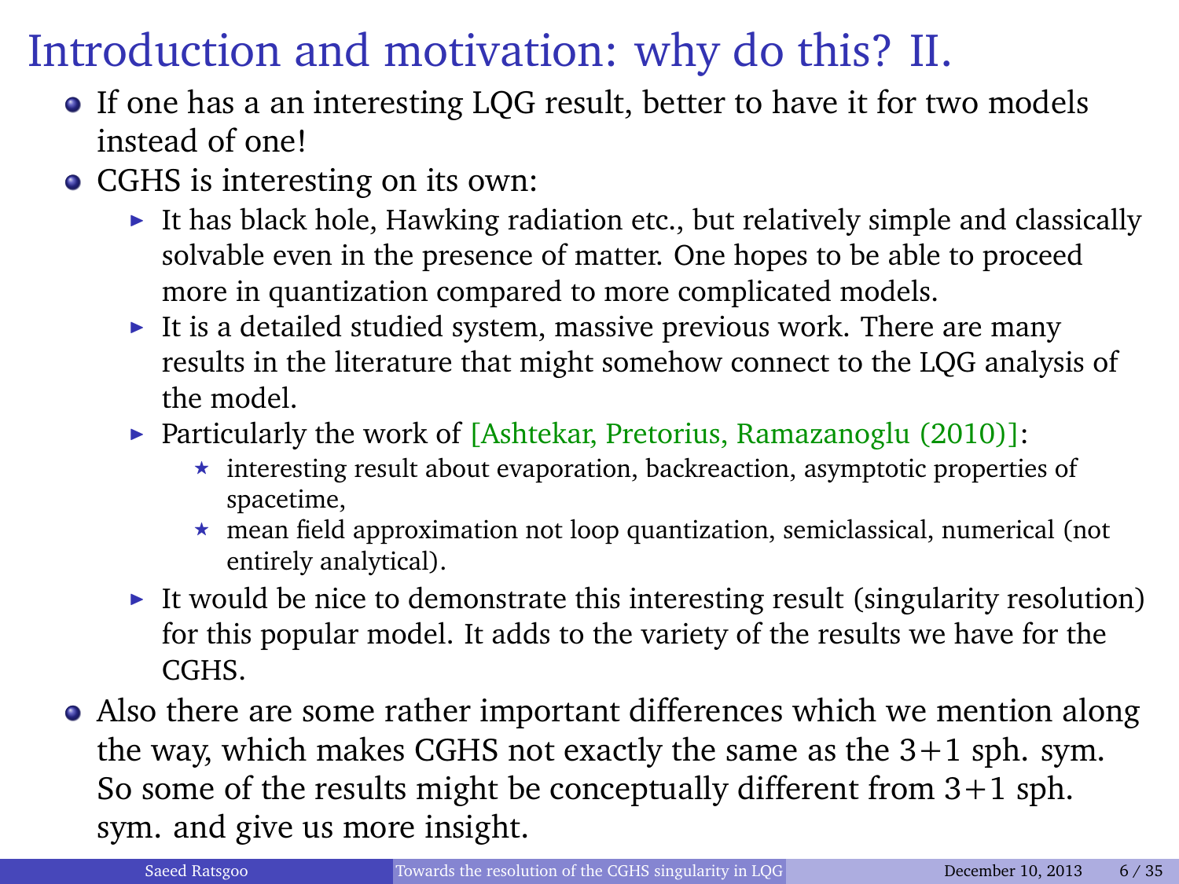# Introduction and motivation: why do this? II.

- If one has a an interesting LQG result, better to have it for two models instead of one!
- CGHS is interesting on its own:
  - It has black hole, Hawking radiation etc., but relatively simple and classically solvable even in the presence of matter. One hopes to be able to proceed more in quantization compared to more complicated models.
  - It is a detailed studied system, massive previous work. There are many results in the literature that might somehow connect to the LQG analysis of the model.
  - Particularly the work of [Ashtekar, Pretorius, Ramazanoglu (2010)]:
    - interesting result about evaporation, backreaction, asymptotic properties of spacetime,
    - mean field approximation not loop quantization, semiclassical, numerical (not entirely analytical).
  - It would be nice to demonstrate this interesting result (singularity resolution) for this popular model. It adds to the variety of the results we have for the CGHS.
- Also there are some rather important differences which we mention along the way, which makes CGHS not exactly the same as the 3+1 sph. sym. So some of the results might be conceptually different from 3+1 sph. sym. and give us more insight.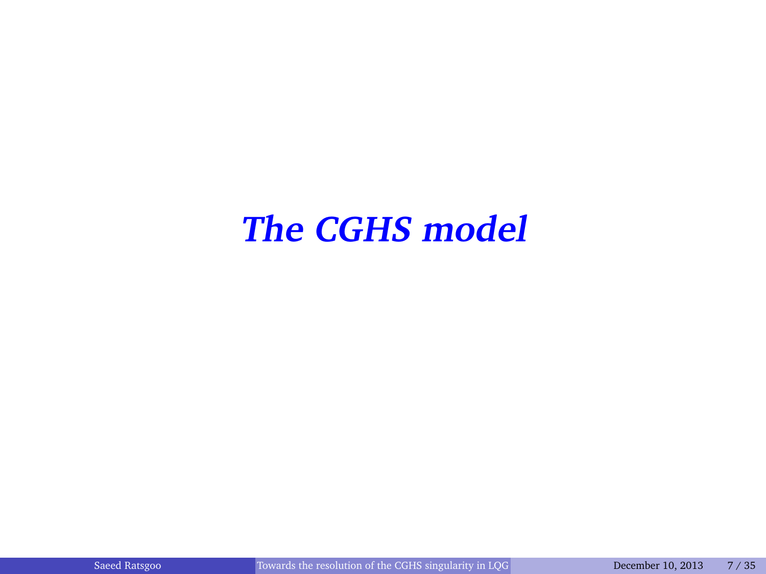# *The CGHS model*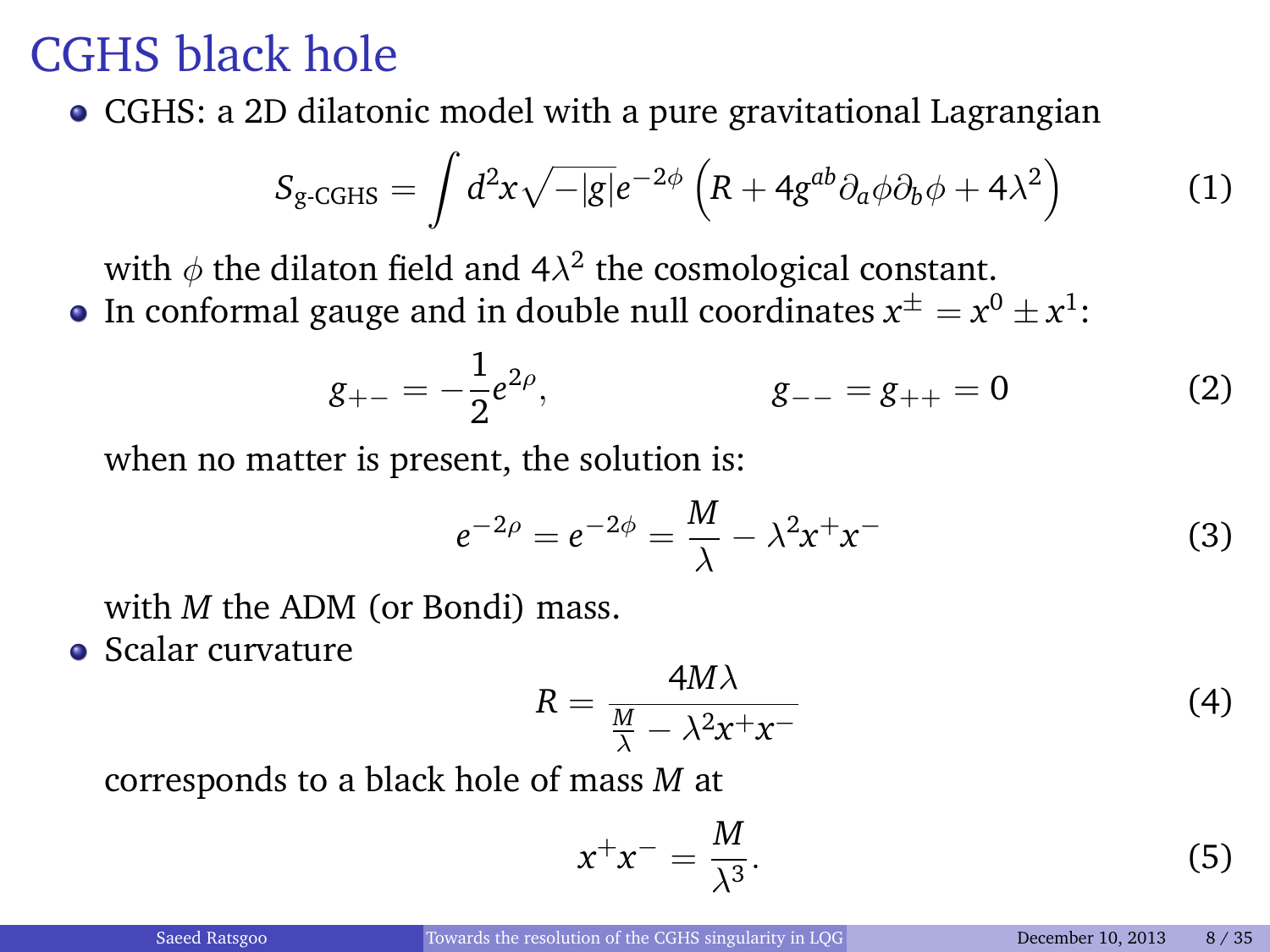# CGHS black hole

- CGHS: a 2D dilatonic model with a pure gravitational Lagrangian

$$S_{\text{g-CGHS}} = \int d^2x \sqrt{-|g|} e^{-2\phi} \left( R + 4g^{ab} \partial_a \phi \partial_b \phi + 4\lambda^2 \right) \tag{1}$$

  with $\phi$ the dilaton field and $4\lambda^2$ the cosmological constant.

- In conformal gauge and in double null coordinates $x^{\pm} = x^0 \pm x^1$:

$$g_{+-} = -\frac{1}{2} e^{2\rho}, \qquad\qquad g_{--} = g_{++} = 0 \tag{2}$$

  when no matter is present, the solution is:

$$e^{-2\rho} = e^{-2\phi} = \frac{M}{\lambda} - \lambda^2 x^+ x^- \tag{3}$$

  with $M$ the ADM (or Bondi) mass.

- Scalar curvature

$$R = \frac{4M\lambda}{\frac{M}{\lambda} - \lambda^2 x^+ x^-} \tag{4}$$

  corresponds to a black hole of mass $M$ at

$$x^+ x^- = \frac{M}{\lambda^3}. \tag{5}$$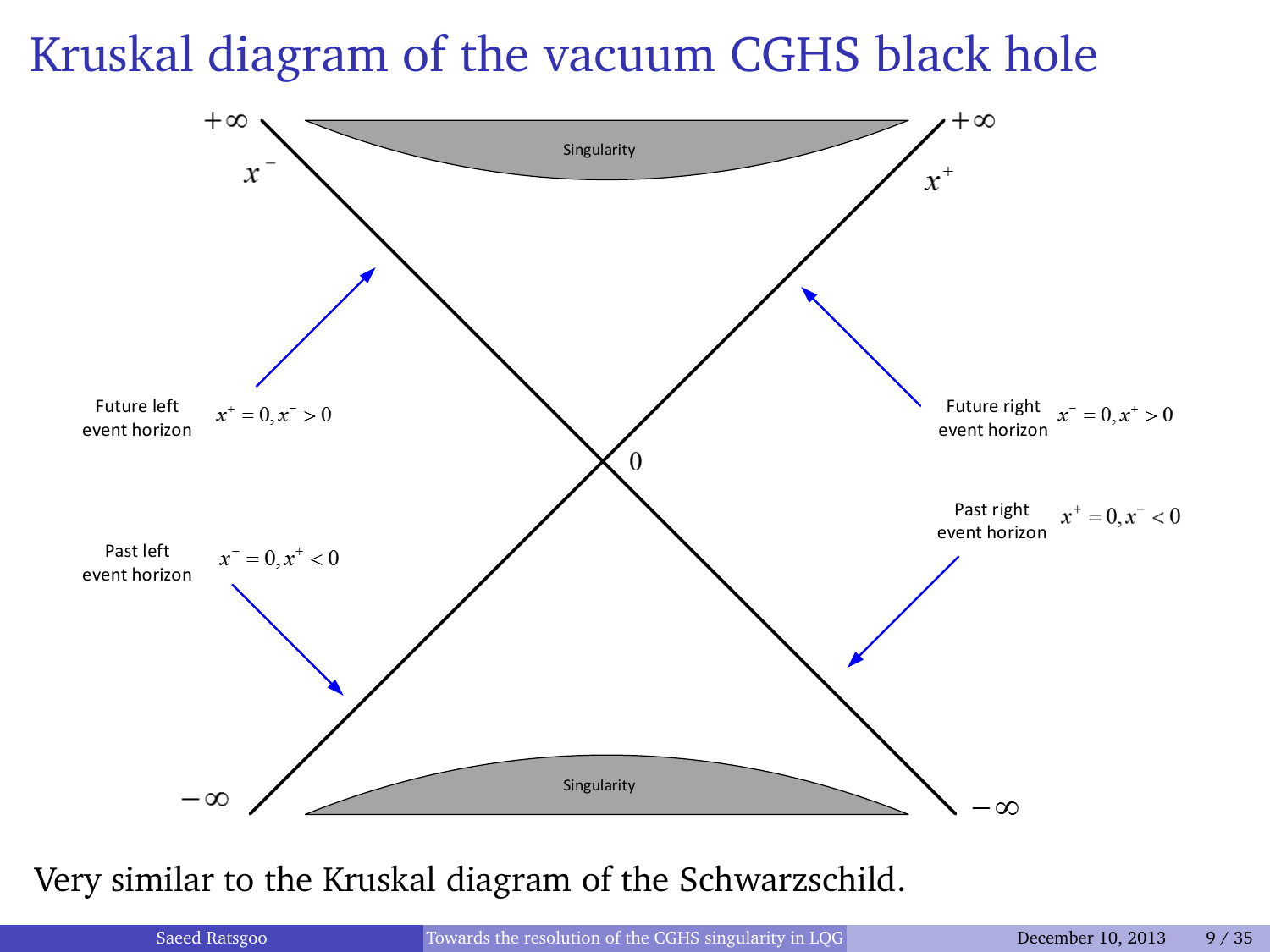# Kruskal diagram of the vacuum CGHS black hole

$+\infty$ $x^-$ $+\infty$ $x^+$

Singularity

Future left event horizon $x^+ = 0, x^- > 0$

Future right event horizon $x^- = 0, x^+ > 0$

0

Past right event horizon $x^+ = 0, x^- < 0$

Past left event horizon $x^- = 0, x^+ < 0$

$-\infty$ $-\infty$

Singularity

Very similar to the Kruskal diagram of the Schwarzschild.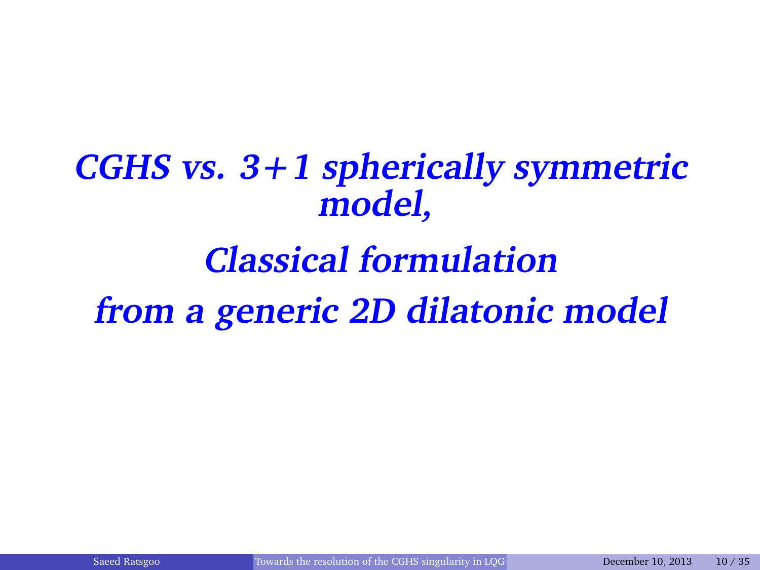# *CGHS vs. 3+1 spherically symmetric model,*

# *Classical formulation*

# *from a generic 2D dilatonic model*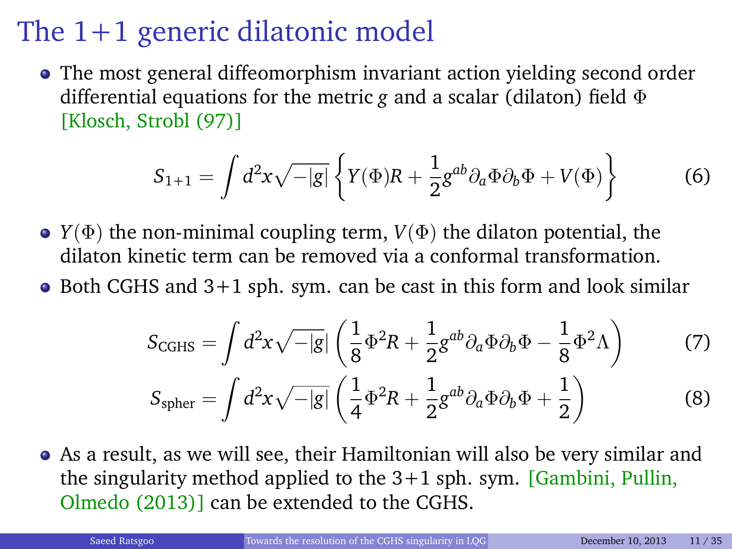# The 1+1 generic dilatonic model

- The most general diffeomorphism invariant action yielding second order differential equations for the metric $g$ and a scalar (dilaton) field $\Phi$ [Klosch, Strobl (97)]

$$S_{1+1} = \int d^2x \sqrt{-|g|} \left\{ Y(\Phi)R + \frac{1}{2} g^{ab} \partial_a \Phi \partial_b \Phi + V(\Phi) \right\} \tag{6}$$

- $Y(\Phi)$ the non-minimal coupling term, $V(\Phi)$ the dilaton potential, the dilaton kinetic term can be removed via a conformal transformation.
- Both CGHS and 3+1 sph. sym. can be cast in this form and look similar

$$S_{\text{CGHS}} = \int d^2x \sqrt{-|g|} \left( \frac{1}{8} \Phi^2 R + \frac{1}{2} g^{ab} \partial_a \Phi \partial_b \Phi - \frac{1}{8} \Phi^2 \Lambda \right) \tag{7}$$

$$S_{\text{spher}} = \int d^2x \sqrt{-|g|} \left( \frac{1}{4} \Phi^2 R + \frac{1}{2} g^{ab} \partial_a \Phi \partial_b \Phi + \frac{1}{2} \right) \tag{8}$$

- As a result, as we will see, their Hamiltonian will also be very similar and the singularity method applied to the 3+1 sph. sym. [Gambini, Pullin, Olmedo (2013)] can be extended to the CGHS.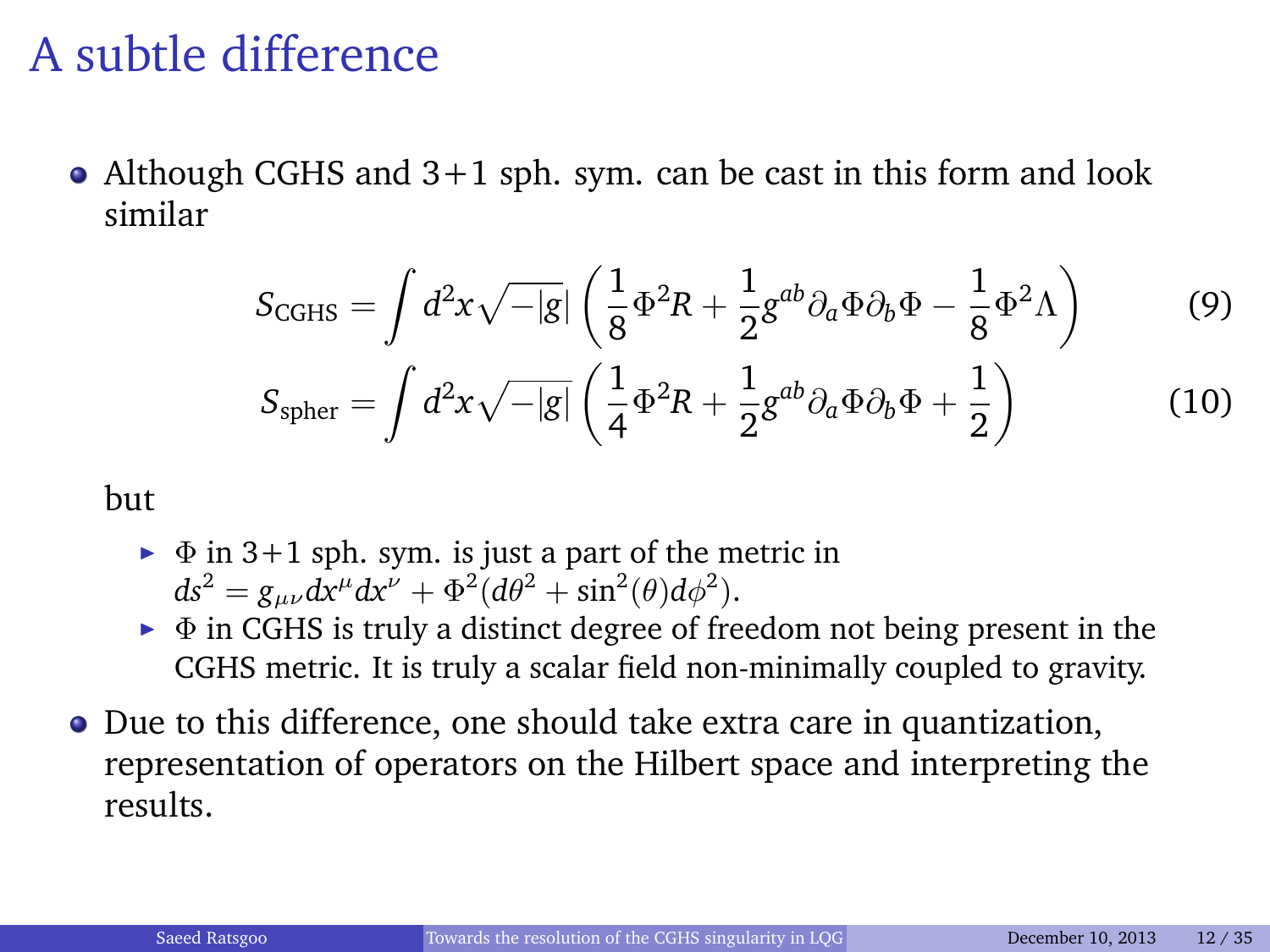# A subtle difference

- Although CGHS and 3+1 sph. sym. can be cast in this form and look similar

$$S_{\text{CGHS}} = \int d^2x \sqrt{-|g|} \left( \frac{1}{8}\Phi^2 R + \frac{1}{2} g^{ab}\partial_a \Phi \partial_b \Phi - \frac{1}{8}\Phi^2 \Lambda \right) \tag{9}$$

$$S_{\text{spher}} = \int d^2x \sqrt{-|g|} \left( \frac{1}{4}\Phi^2 R + \frac{1}{2} g^{ab}\partial_a \Phi \partial_b \Phi + \frac{1}{2} \right) \tag{10}$$

  but

  - $\Phi$ in 3+1 sph. sym. is just a part of the metric in $ds^2 = g_{\mu\nu}dx^\mu dx^\nu + \Phi^2(d\theta^2 + \sin^2(\theta)d\phi^2)$.
  - $\Phi$ in CGHS is truly a distinct degree of freedom not being present in the CGHS metric. It is truly a scalar field non-minimally coupled to gravity.

- Due to this difference, one should take extra care in quantization, representation of operators on the Hilbert space and interpreting the results.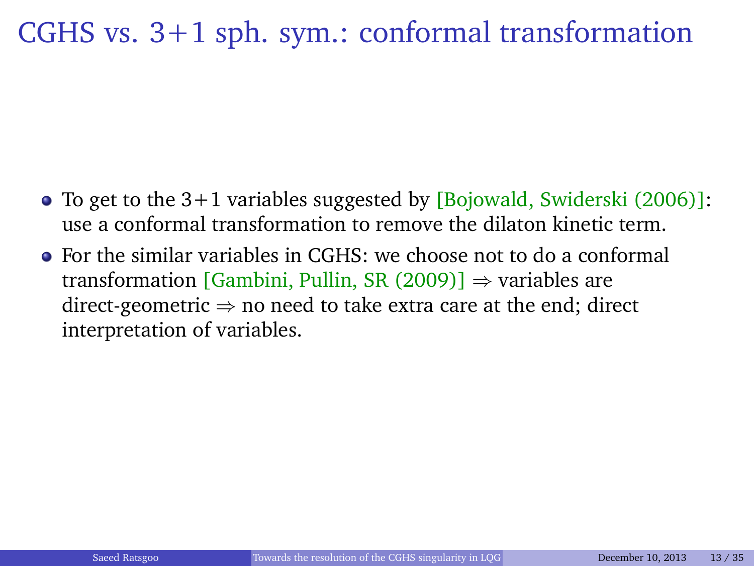# CGHS vs. 3+1 sph. sym.: conformal transformation

- To get to the 3+1 variables suggested by [Bojowald, Swiderski (2006)]: use a conformal transformation to remove the dilaton kinetic term.
- For the similar variables in CGHS: we choose not to do a conformal transformation [Gambini, Pullin, SR (2009)] $\Rightarrow$ variables are direct-geometric $\Rightarrow$ no need to take extra care at the end; direct interpretation of variables.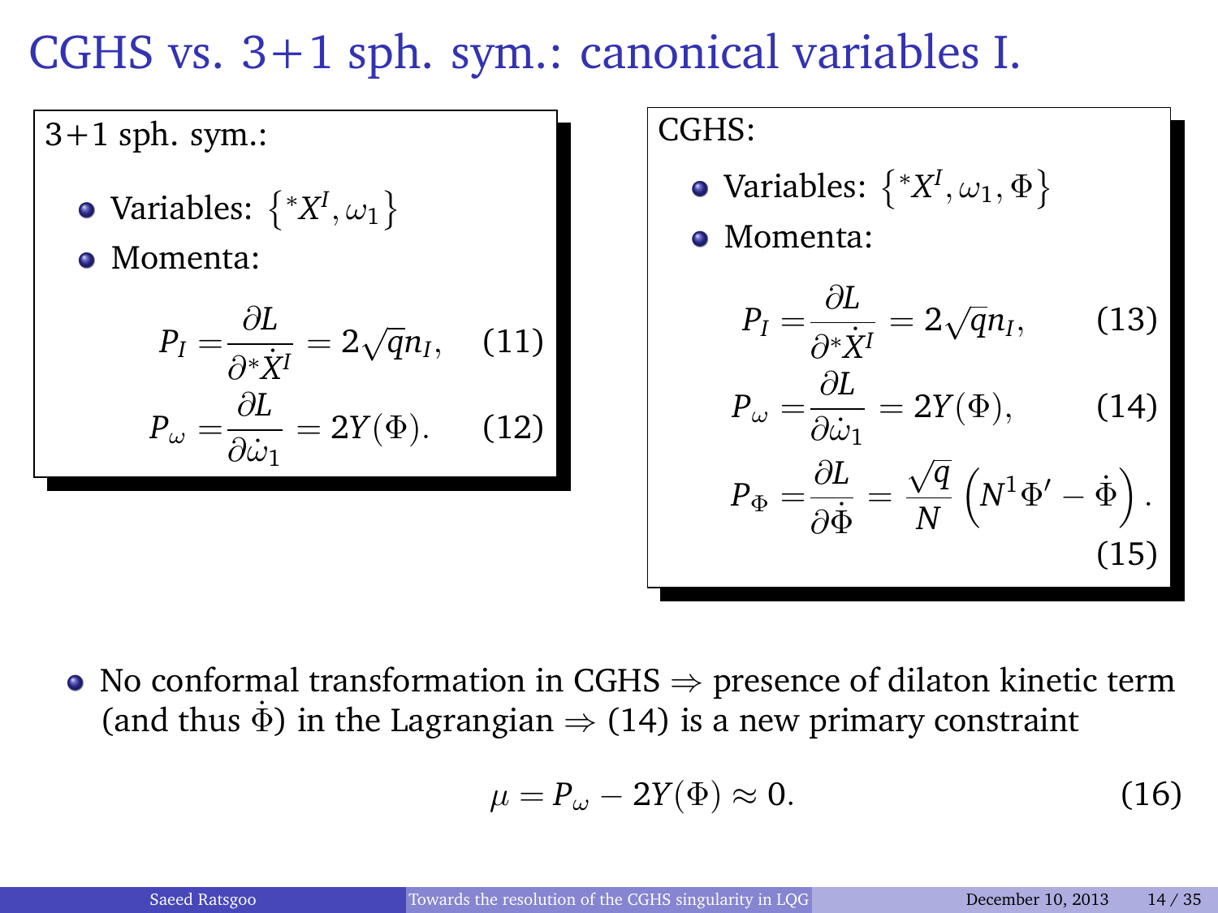# CGHS vs. 3+1 sph. sym.: canonical variables I.

3+1 sph. sym.:

- Variables: $\left\{ {}^*X^I, \omega_1 \right\}$
- Momenta:

$$P_I = \frac{\partial L}{\partial {}^*\dot{X}^I} = 2\sqrt{q} n_I, \qquad (11)$$

$$P_\omega = \frac{\partial L}{\partial \dot{\omega}_1} = 2Y(\Phi). \qquad (12)$$

CGHS:

- Variables: $\left\{ {}^*X^I, \omega_1, \Phi \right\}$
- Momenta:

$$P_I = \frac{\partial L}{\partial {}^*\dot{X}^I} = 2\sqrt{q} n_I, \qquad (13)$$

$$P_\omega = \frac{\partial L}{\partial \dot{\omega}_1} = 2Y(\Phi), \qquad (14)$$

$$P_\Phi = \frac{\partial L}{\partial \dot{\Phi}} = \frac{\sqrt{q}}{N} \left( N^1 \Phi' - \dot{\Phi} \right). \qquad (15)$$

- No conformal transformation in CGHS $\Rightarrow$ presence of dilaton kinetic term (and thus $\dot{\Phi}$) in the Lagrangian $\Rightarrow$ (14) is a new primary constraint

$$\mu = P_\omega - 2Y(\Phi) \approx 0. \qquad (16)$$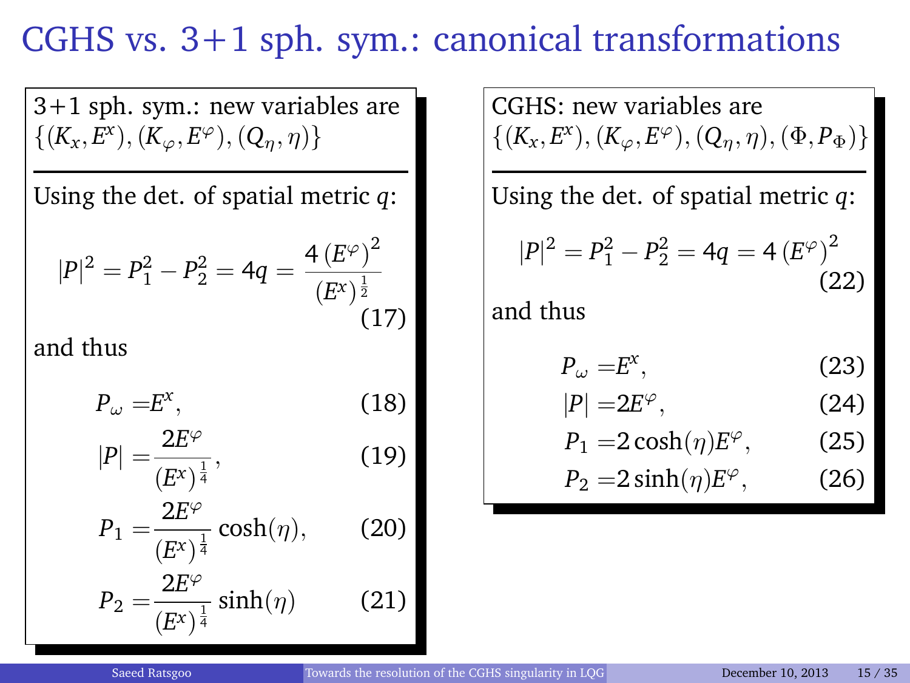# CGHS vs. 3+1 sph. sym.: canonical transformations

3+1 sph. sym.: new variables are $\{(K_x, E^x), (K_\varphi, E^\varphi), (Q_\eta, \eta)\}$

Using the det. of spatial metric $q$:

$$|P|^2 = P_1^2 - P_2^2 = 4q = \frac{4\left(E^\varphi\right)^2}{\left(E^x\right)^{\frac{1}{2}}} \tag{17}$$

and thus

$$P_\omega = E^x, \tag{18}$$

$$|P| = \frac{2E^\varphi}{\left(E^x\right)^{\frac{1}{4}}}, \tag{19}$$

$$P_1 = \frac{2E^\varphi}{\left(E^x\right)^{\frac{1}{4}}} \cosh(\eta), \tag{20}$$

$$P_2 = \frac{2E^\varphi}{\left(E^x\right)^{\frac{1}{4}}} \sinh(\eta) \tag{21}$$

CGHS: new variables are $\{(K_x, E^x), (K_\varphi, E^\varphi), (Q_\eta, \eta), (\Phi, P_\Phi)\}$

Using the det. of spatial metric $q$:

$$|P|^2 = P_1^2 - P_2^2 = 4q = 4\left(E^\varphi\right)^2 \tag{22}$$

and thus

$$P_\omega = E^x, \tag{23}$$

$$|P| = 2E^\varphi, \tag{24}$$

$$P_1 = 2\cosh(\eta) E^\varphi, \tag{25}$$

$$P_2 = 2\sinh(\eta) E^\varphi, \tag{26}$$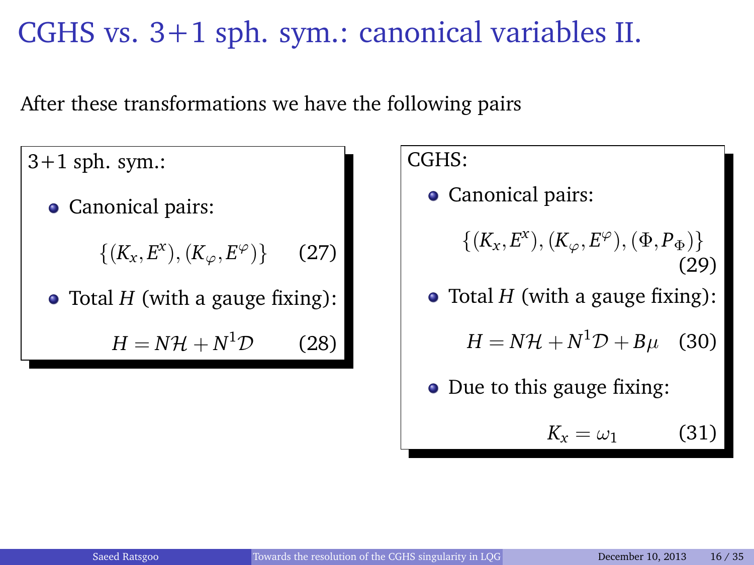# CGHS vs. 3+1 sph. sym.: canonical variables II.

After these transformations we have the following pairs

3+1 sph. sym.:

- Canonical pairs:

$$\{(K_x, E^x), (K_\varphi, E^\varphi)\} \tag{27}$$

- Total $H$ (with a gauge fixing):

$$H = N\mathcal{H} + N^1\mathcal{D} \tag{28}$$

CGHS:

- Canonical pairs:

$$\{(K_x, E^x), (K_\varphi, E^\varphi), (\Phi, P_\Phi)\} \tag{29}$$

- Total $H$ (with a gauge fixing):

$$H = N\mathcal{H} + N^1\mathcal{D} + B\mu \tag{30}$$

- Due to this gauge fixing:

$$K_x = \omega_1 \tag{31}$$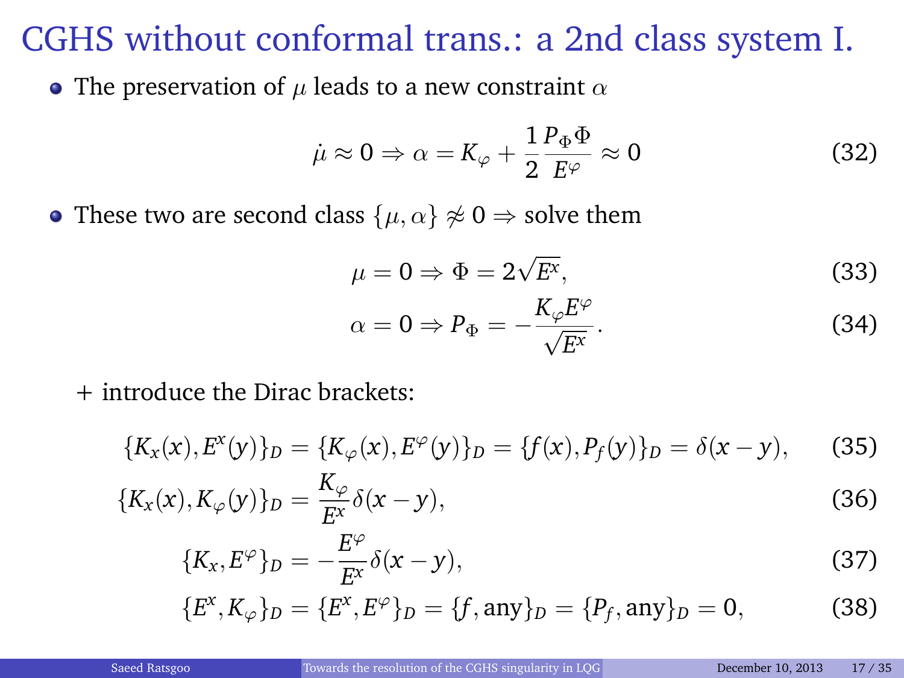# CGHS without conformal trans.: a 2nd class system I.

- The preservation of $\mu$ leads to a new constraint $\alpha$

$$\dot{\mu} \approx 0 \Rightarrow \alpha = K_\varphi + \frac{1}{2}\frac{P_\Phi \Phi}{E^\varphi} \approx 0 \tag{32}$$

- These two are second class $\{\mu, \alpha\} \not\approx 0 \Rightarrow$ solve them

$$\mu = 0 \Rightarrow \Phi = 2\sqrt{E^x}, \tag{33}$$

$$\alpha = 0 \Rightarrow P_\Phi = -\frac{K_\varphi E^\varphi}{\sqrt{E^x}}. \tag{34}$$

+ introduce the Dirac brackets:

$$\{K_x(x), E^x(y)\}_D = \{K_\varphi(x), E^\varphi(y)\}_D = \{f(x), P_f(y)\}_D = \delta(x-y), \tag{35}$$

$$\{K_x(x), K_\varphi(y)\}_D = \frac{K_\varphi}{E^x}\delta(x-y), \tag{36}$$

$$\{K_x, E^\varphi\}_D = -\frac{E^\varphi}{E^x}\delta(x-y), \tag{37}$$

$$\{E^x, K_\varphi\}_D = \{E^x, E^\varphi\}_D = \{f, \text{any}\}_D = \{P_f, \text{any}\}_D = 0, \tag{38}$$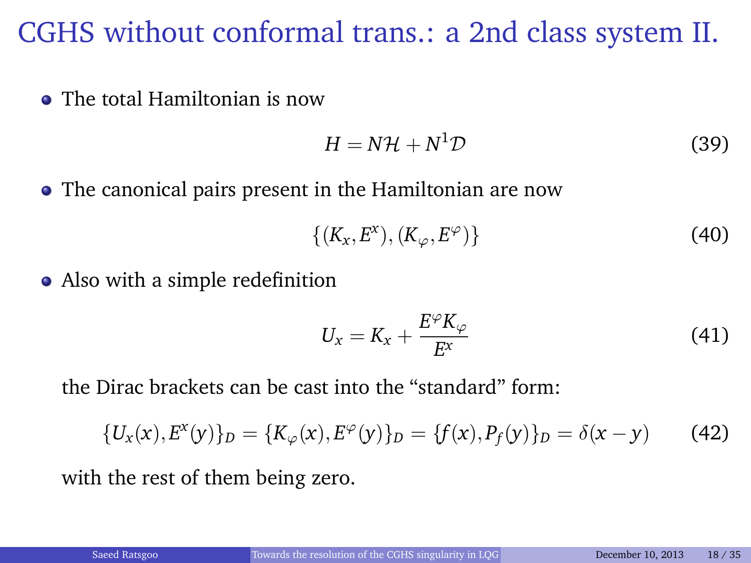# CGHS without conformal trans.: a 2nd class system II.

- The total Hamiltonian is now

$$H = N\mathcal{H} + N^1\mathcal{D} \tag{39}$$

- The canonical pairs present in the Hamiltonian are now

$$\{(K_x, E^x), (K_\varphi, E^\varphi)\} \tag{40}$$

- Also with a simple redefinition

$$U_x = K_x + \frac{E^\varphi K_\varphi}{E^x} \tag{41}$$

  the Dirac brackets can be cast into the "standard" form:

$$\{U_x(x), E^x(y)\}_D = \{K_\varphi(x), E^\varphi(y)\}_D = \{f(x), P_f(y)\}_D = \delta(x-y) \tag{42}$$

  with the rest of them being zero.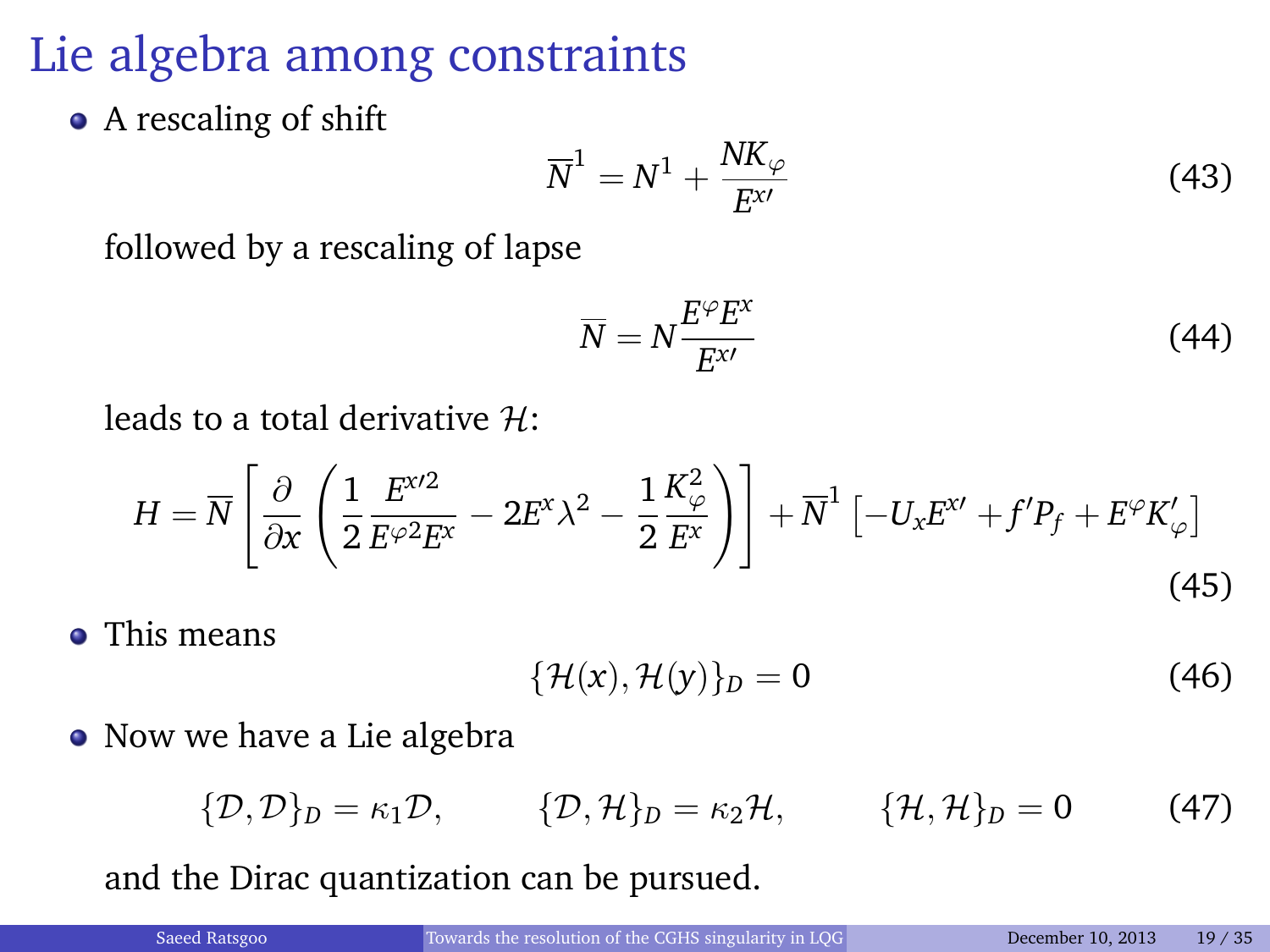# Lie algebra among constraints

- A rescaling of shift

$$\overline{N}^1 = N^1 + \frac{NK_\varphi}{E^{x\prime}} \tag{43}$$

followed by a rescaling of lapse

$$\overline{N} = N\frac{E^\varphi E^x}{E^{x\prime}} \tag{44}$$

leads to a total derivative $\mathcal{H}$:

$$H = \overline{N}\left[\frac{\partial}{\partial x}\left(\frac{1}{2}\frac{E^{x\prime 2}}{E^{\varphi 2}E^x} - 2E^x\lambda^2 - \frac{1}{2}\frac{K_\varphi^2}{E^x}\right)\right] + \overline{N}^1\left[-U_x E^{x\prime} + f' P_f + E^\varphi K_\varphi'\right] \tag{45}$$

- This means

$$\{\mathcal{H}(x), \mathcal{H}(y)\}_D = 0 \tag{46}$$

- Now we have a Lie algebra

$$\{\mathcal{D}, \mathcal{D}\}_D = \kappa_1 \mathcal{D}, \qquad \{\mathcal{D}, \mathcal{H}\}_D = \kappa_2 \mathcal{H}, \qquad \{\mathcal{H}, \mathcal{H}\}_D = 0 \tag{47}$$

and the Dirac quantization can be pursued.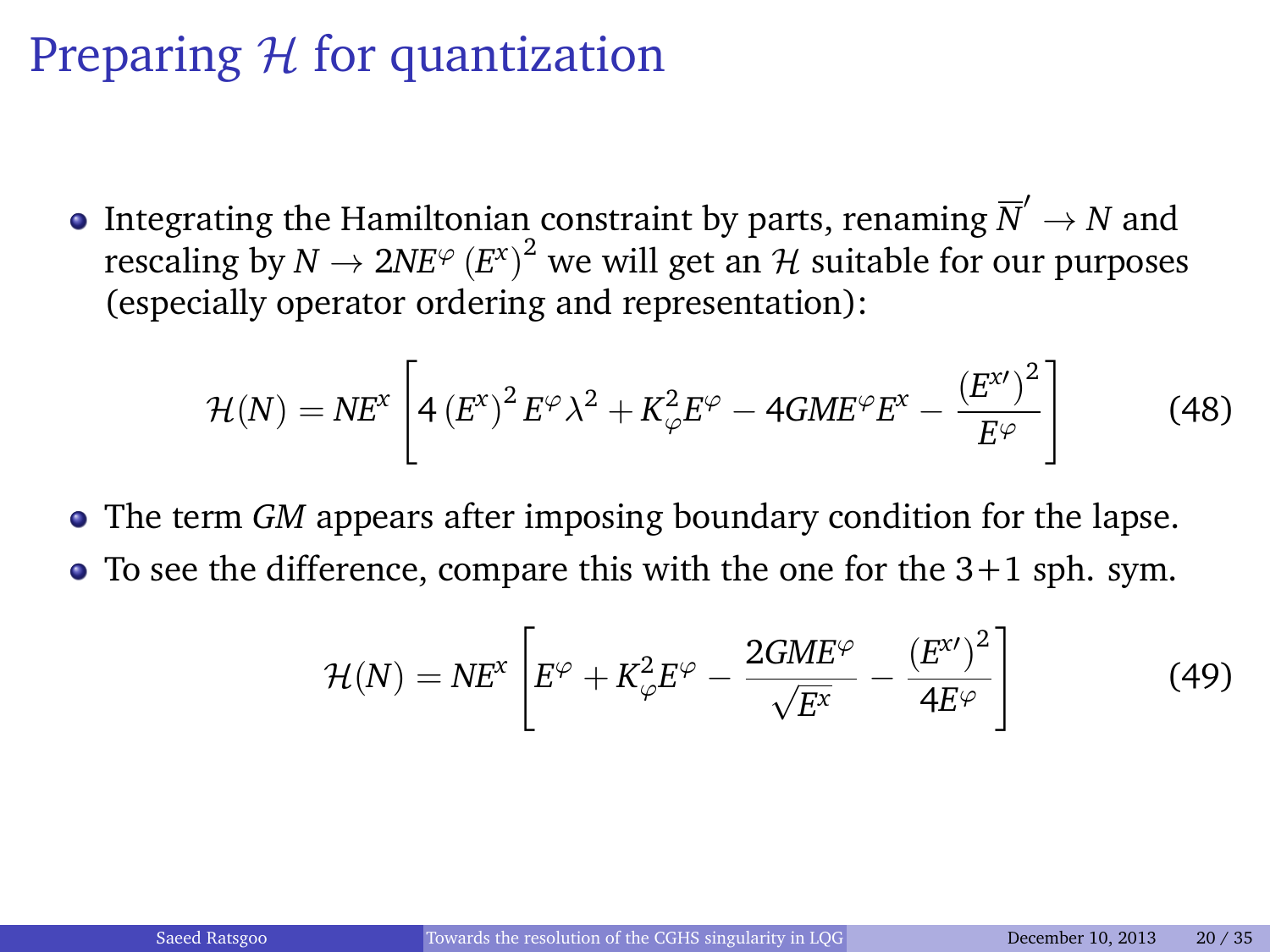# Preparing $\mathcal{H}$ for quantization

- Integrating the Hamiltonian constraint by parts, renaming $\overline{N}' \to N$ and rescaling by $N \to 2NE^{\varphi}\left(E^{x}\right)^{2}$ we will get an $\mathcal{H}$ suitable for our purposes (especially operator ordering and representation):

$$\mathcal{H}(N) = NE^{x}\left[4\left(E^{x}\right)^{2}E^{\varphi}\lambda^{2} + K_{\varphi}^{2}E^{\varphi} - 4GME^{\varphi}E^{x} - \frac{\left(E^{x\prime}\right)^{2}}{E^{\varphi}}\right] \tag{48}$$

- The term $GM$ appears after imposing boundary condition for the lapse.
- To see the difference, compare this with the one for the 3+1 sph. sym.

$$\mathcal{H}(N) = NE^{x}\left[E^{\varphi} + K_{\varphi}^{2}E^{\varphi} - \frac{2GME^{\varphi}}{\sqrt{E^{x}}} - \frac{\left(E^{x\prime}\right)^{2}}{4E^{\varphi}}\right] \tag{49}$$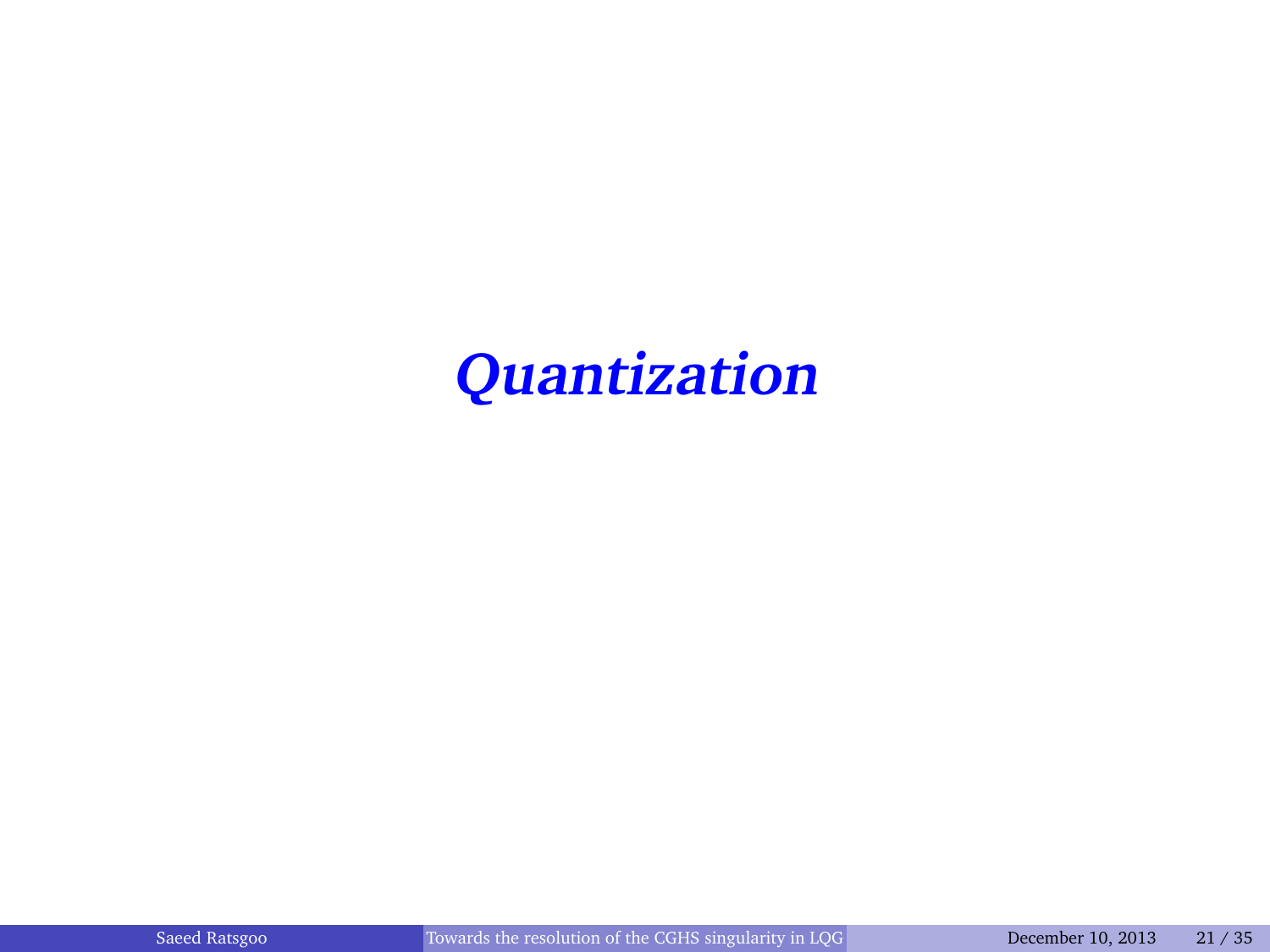# *Quantization*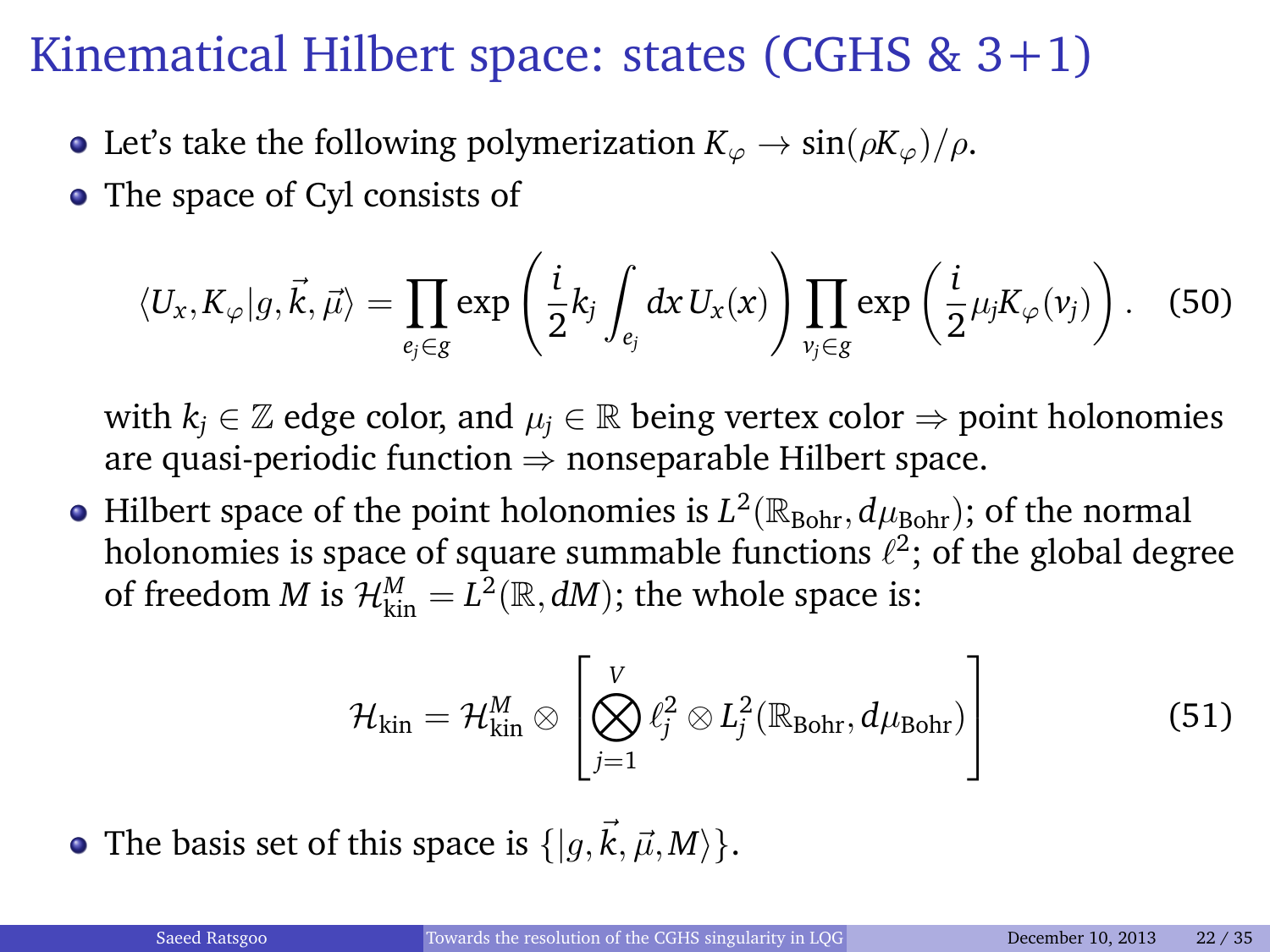# Kinematical Hilbert space: states (CGHS & 3+1)

- Let's take the following polymerization $K_\varphi \to \sin(\rho K_\varphi)/\rho$.
- The space of Cyl consists of

$$\langle U_x, K_\varphi | g, \vec{k}, \vec{\mu} \rangle = \prod_{e_j \in g} \exp\left(\frac{i}{2} k_j \int_{e_j} dx\, U_x(x)\right) \prod_{v_j \in g} \exp\left(\frac{i}{2} \mu_j K_\varphi(v_j)\right). \tag{50}$$

  with $k_j \in \mathbb{Z}$ edge color, and $\mu_j \in \mathbb{R}$ being vertex color $\Rightarrow$ point holonomies are quasi-periodic function $\Rightarrow$ nonseparable Hilbert space.

- Hilbert space of the point holonomies is $L^2(\mathbb{R}_{\text{Bohr}}, d\mu_{\text{Bohr}})$; of the normal holonomies is space of square summable functions $\ell^2$; of the global degree of freedom $M$ is $\mathcal{H}^M_{\text{kin}} = L^2(\mathbb{R}, dM)$; the whole space is:

$$\mathcal{H}_{\text{kin}} = \mathcal{H}^M_{\text{kin}} \otimes \left[\bigotimes_{j=1}^{V} \ell^2_j \otimes L^2_j(\mathbb{R}_{\text{Bohr}}, d\mu_{\text{Bohr}})\right] \tag{51}$$

- The basis set of this space is $\{|g, \vec{k}, \vec{\mu}, M\rangle\}$.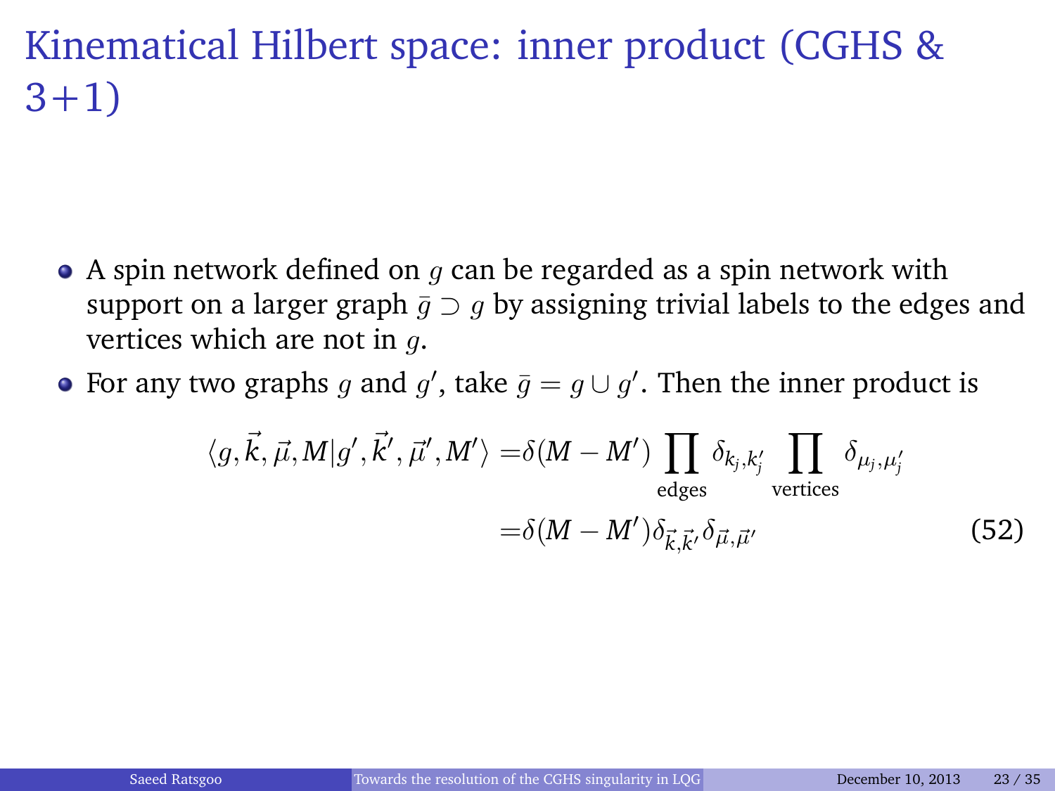# Kinematical Hilbert space: inner product (CGHS & 3+1)

- A spin network defined on $g$ can be regarded as a spin network with support on a larger graph $\bar{g} \supset g$ by assigning trivial labels to the edges and vertices which are not in $g$.
- For any two graphs $g$ and $g'$, take $\bar{g} = g \cup g'$. Then the inner product is

$$
\begin{aligned}
\langle g, \vec{k}, \vec{\mu}, M | g', \vec{k}', \vec{\mu}', M' \rangle =& \delta(M - M') \prod_{\text{edges}} \delta_{k_j, k_j'} \prod_{\text{vertices}} \delta_{\mu_j, \mu_j'} \\
=& \delta(M - M') \delta_{\vec{k}, \vec{k}'} \delta_{\vec{\mu}, \vec{\mu}'}
\end{aligned}
\tag{52}
$$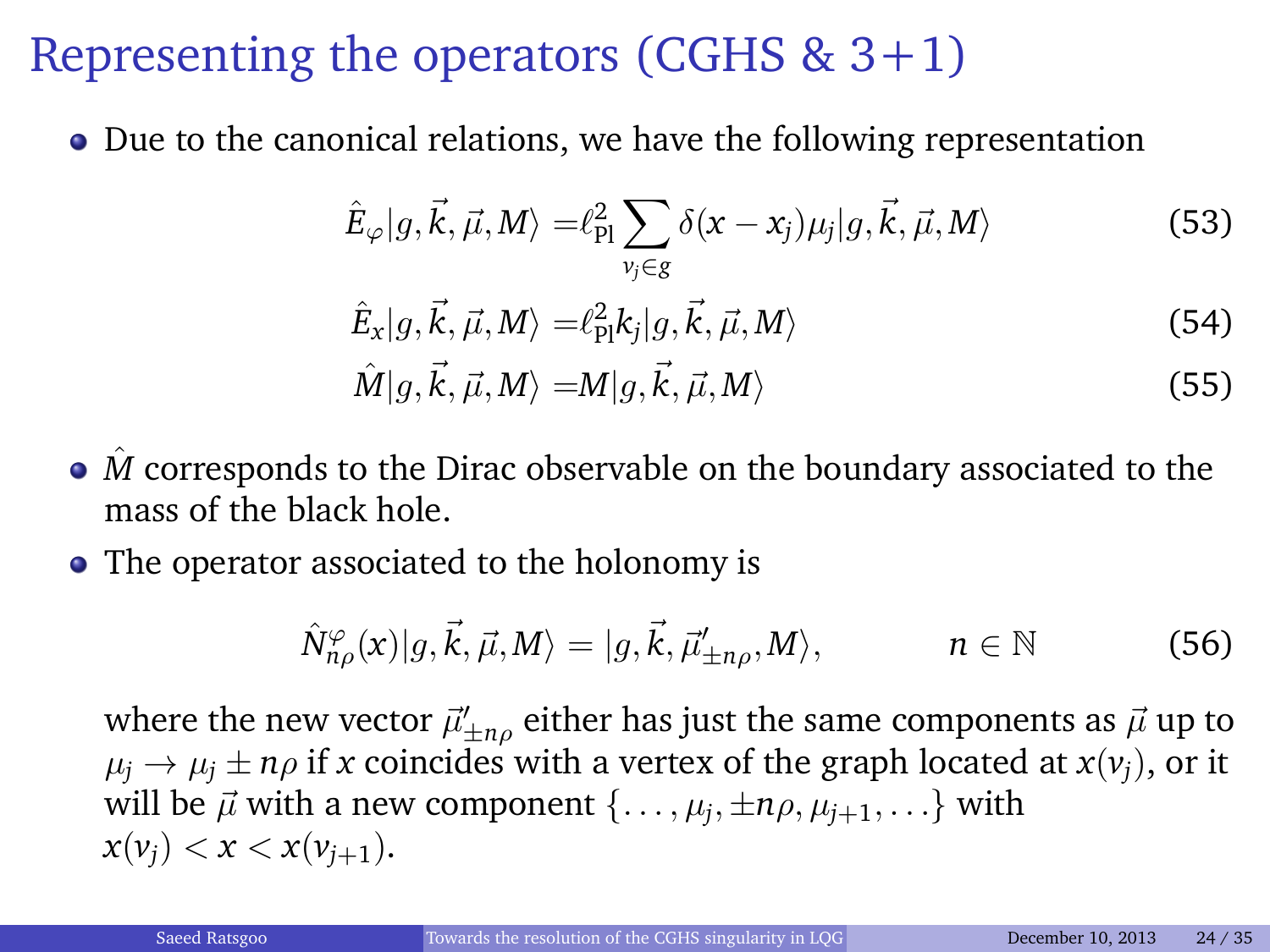# Representing the operators (CGHS & 3+1)

- Due to the canonical relations, we have the following representation

$$\hat{E}_{\varphi}|g,\vec{k},\vec{\mu},M\rangle = \ell_{\rm Pl}^2 \sum_{v_j \in g} \delta(x - x_j)\mu_j |g,\vec{k},\vec{\mu},M\rangle \tag{53}$$

$$\hat{E}_{x}|g,\vec{k},\vec{\mu},M\rangle = \ell_{\rm Pl}^2 k_j |g,\vec{k},\vec{\mu},M\rangle \tag{54}$$

$$\hat{M}|g,\vec{k},\vec{\mu},M\rangle = M|g,\vec{k},\vec{\mu},M\rangle \tag{55}$$

- $\hat{M}$ corresponds to the Dirac observable on the boundary associated to the mass of the black hole.
- The operator associated to the holonomy is

$$\hat{N}^{\varphi}_{n\rho}(x)|g,\vec{k},\vec{\mu},M\rangle = |g,\vec{k},\vec{\mu}'_{\pm n\rho},M\rangle, \qquad n \in \mathbb{N} \tag{56}$$

where the new vector $\vec{\mu}'_{\pm n\rho}$ either has just the same components as $\vec{\mu}$ up to $\mu_j \to \mu_j \pm n\rho$ if $x$ coincides with a vertex of the graph located at $x(v_j)$, or it will be $\vec{\mu}$ with a new component $\{\ldots, \mu_j, \pm n\rho, \mu_{j+1}, \ldots\}$ with $x(v_j) < x < x(v_{j+1})$.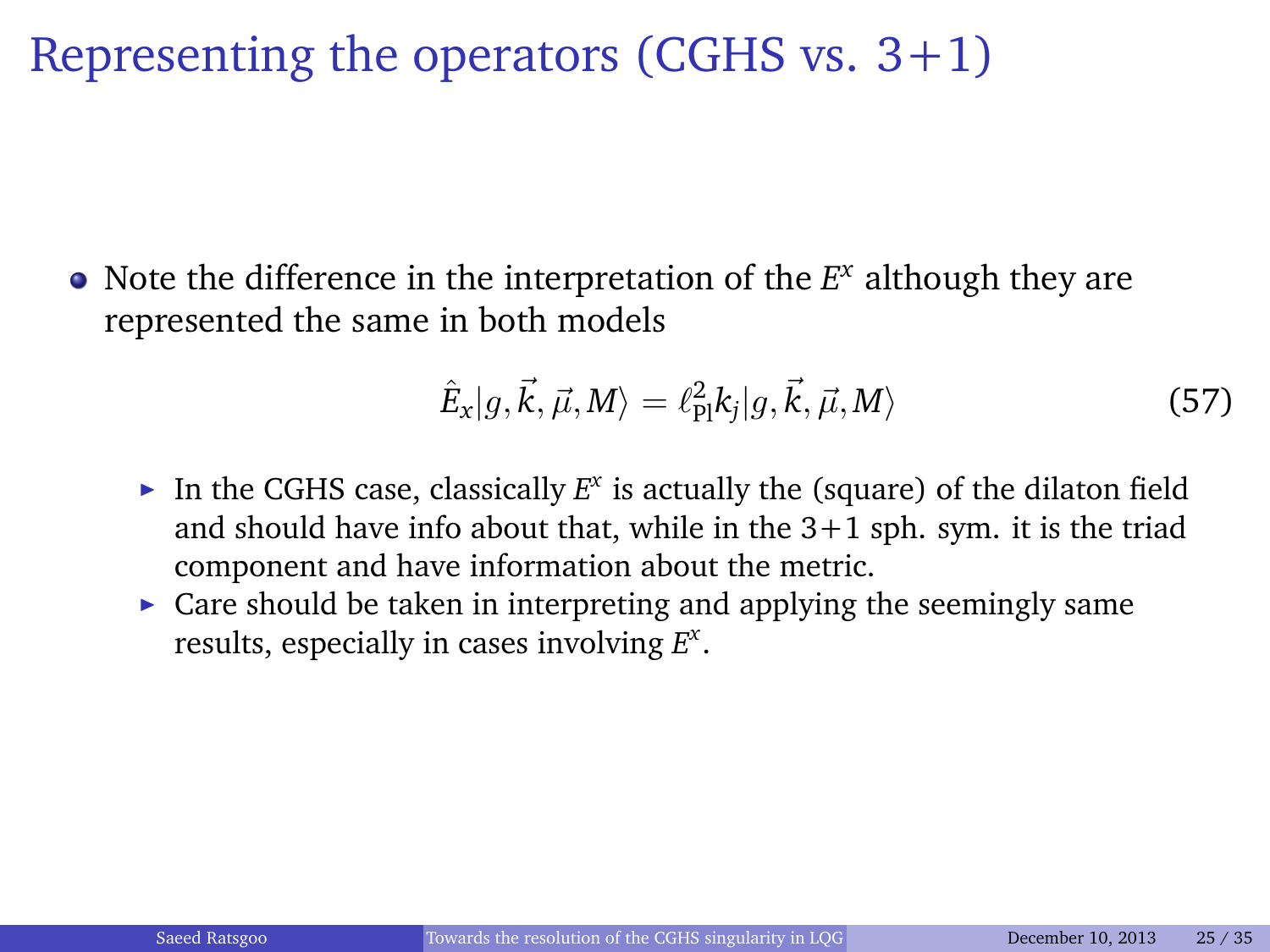# Representing the operators (CGHS vs. 3+1)

- Note the difference in the interpretation of the $E^x$ although they are represented the same in both models

$$\hat{E}_x|g, \vec{k}, \vec{\mu}, M\rangle = \ell_{\text{Pl}}^2 k_j |g, \vec{k}, \vec{\mu}, M\rangle \tag{57}$$

  - In the CGHS case, classically $E^x$ is actually the (square) of the dilaton field and should have info about that, while in the 3+1 sph. sym. it is the triad component and have information about the metric.
  - Care should be taken in interpreting and applying the seemingly same results, especially in cases involving $E^x$.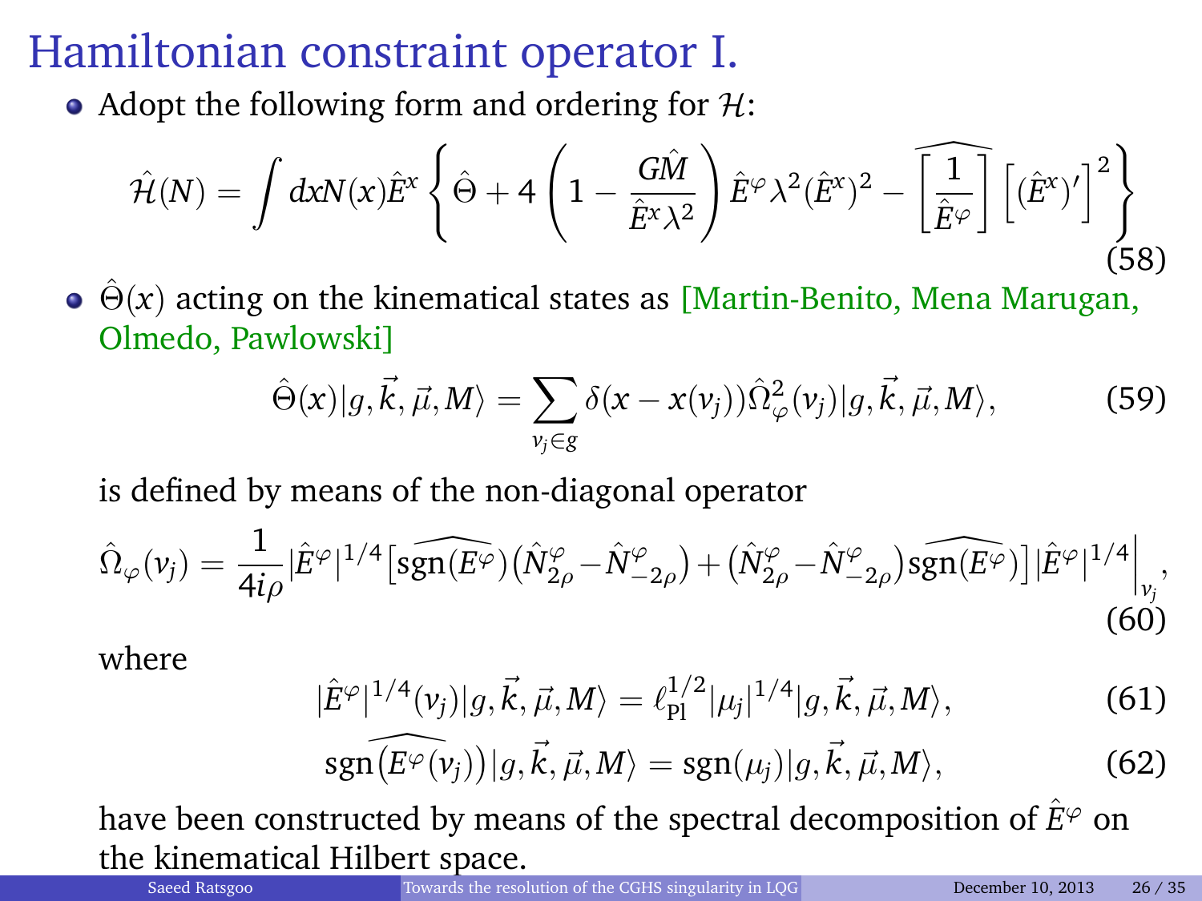# Hamiltonian constraint operator I.

- Adopt the following form and ordering for $\mathcal{H}$:

$$\hat{\mathcal{H}}(N) = \int dx N(x) \hat{E}^x \left\{ \hat{\Theta} + 4\left(1 - \frac{G\hat{M}}{\hat{E}^x \lambda^2}\right) \hat{E}^\varphi \lambda^2 (\hat{E}^x)^2 - \widehat{\left[\frac{1}{\hat{E}^\varphi}\right]} \left[(\hat{E}^x)'\right]^2 \right\} \tag{58}$$

- $\hat{\Theta}(x)$ acting on the kinematical states as [Martin-Benito, Mena Marugan, Olmedo, Pawlowski]

$$\hat{\Theta}(x)|g, \vec{k}, \vec{\mu}, M\rangle = \sum_{v_j \in g} \delta(x - x(v_j)) \hat{\Omega}^2_\varphi(v_j)|g, \vec{k}, \vec{\mu}, M\rangle, \tag{59}$$

  is defined by means of the non-diagonal operator

$$\hat{\Omega}_\varphi(v_j) = \frac{1}{4i\rho} |\hat{E}^\varphi|^{1/4} \left[\widehat{\mathrm{sgn}(E^\varphi)}\left(\hat{N}^\varphi_{2\rho} - \hat{N}^\varphi_{-2\rho}\right) + \left(\hat{N}^\varphi_{2\rho} - \hat{N}^\varphi_{-2\rho}\right)\widehat{\mathrm{sgn}(E^\varphi)}\right] |\hat{E}^\varphi|^{1/4}\Big|_{v_j}, \tag{60}$$

  where

$$|\hat{E}^\varphi|^{1/4}(v_j)|g, \vec{k}, \vec{\mu}, M\rangle = \ell_{\mathrm{Pl}}^{1/2} |\mu_j|^{1/4} |g, \vec{k}, \vec{\mu}, M\rangle, \tag{61}$$

$$\widehat{\mathrm{sgn}\left(E^\varphi(v_j)\right)}|g, \vec{k}, \vec{\mu}, M\rangle = \mathrm{sgn}(\mu_j)|g, \vec{k}, \vec{\mu}, M\rangle, \tag{62}$$

  have been constructed by means of the spectral decomposition of $\hat{E}^\varphi$ on the kinematical Hilbert space.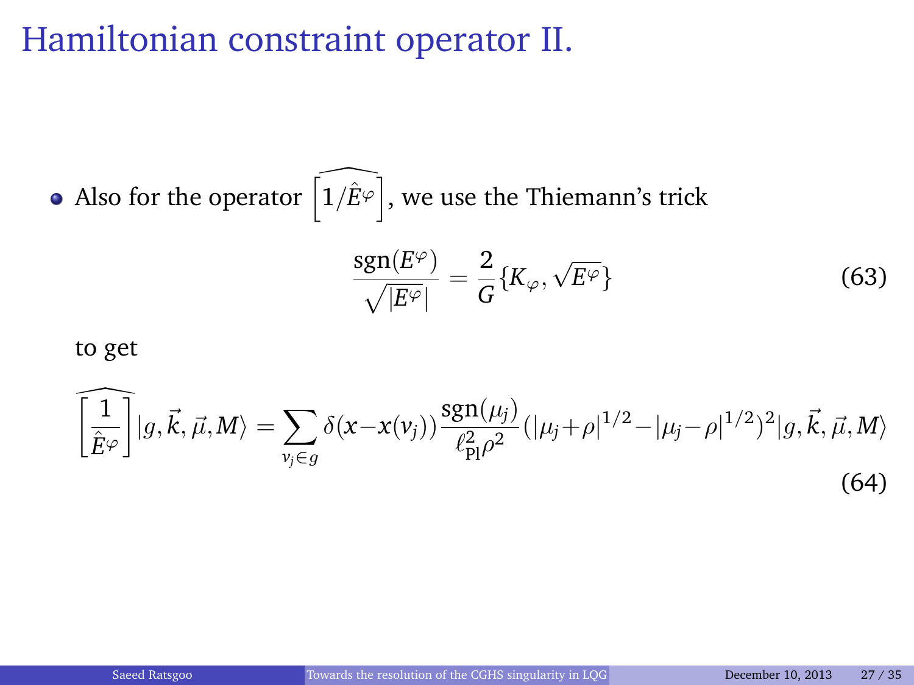# Hamiltonian constraint operator II.

- Also for the operator $\widehat{\left[1/\hat{E}^{\varphi}\right]}$, we use the Thiemann's trick

$$\frac{\mathrm{sgn}(E^{\varphi})}{\sqrt{|E^{\varphi}|}} = \frac{2}{G}\{K_{\varphi}, \sqrt{E^{\varphi}}\} \tag{63}$$

to get

$$\widehat{\left[\frac{1}{\hat{E}^{\varphi}}\right]}|g, \vec{k}, \vec{\mu}, M\rangle = \sum_{v_j \in g} \delta(x - x(v_j)) \frac{\mathrm{sgn}(\mu_j)}{\ell_{\mathrm{Pl}}^2 \rho^2} (|\mu_j + \rho|^{1/2} - |\mu_j - \rho|^{1/2})^2 |g, \vec{k}, \vec{\mu}, M\rangle \tag{64}$$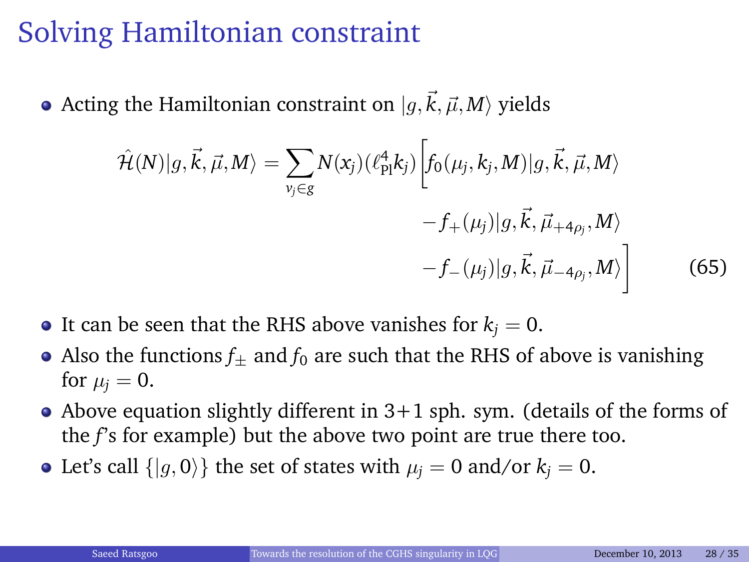# Solving Hamiltonian constraint

- Acting the Hamiltonian constraint on $|g, \vec{k}, \vec{\mu}, M\rangle$ yields

$$
\begin{aligned}
\hat{\mathcal{H}}(N)|g, \vec{k}, \vec{\mu}, M\rangle = \sum_{v_j \in g} N(x_j)(\ell_{\rm Pl}^4 k_j) \Big[ & f_0(\mu_j, k_j, M)|g, \vec{k}, \vec{\mu}, M\rangle \\
& - f_+(\mu_j)|g, \vec{k}, \vec{\mu}_{+4\rho_j}, M\rangle \\
& - f_-(\mu_j)|g, \vec{k}, \vec{\mu}_{-4\rho_j}, M\rangle \Big]
\end{aligned}
\tag{65}
$$

- It can be seen that the RHS above vanishes for $k_j = 0$.
- Also the functions $f_\pm$ and $f_0$ are such that the RHS of above is vanishing for $\mu_j = 0$.
- Above equation slightly different in 3+1 sph. sym. (details of the forms of the $f$'s for example) but the above two point are true there too.
- Let's call $\{|g, 0\rangle\}$ the set of states with $\mu_j = 0$ and/or $k_j = 0$.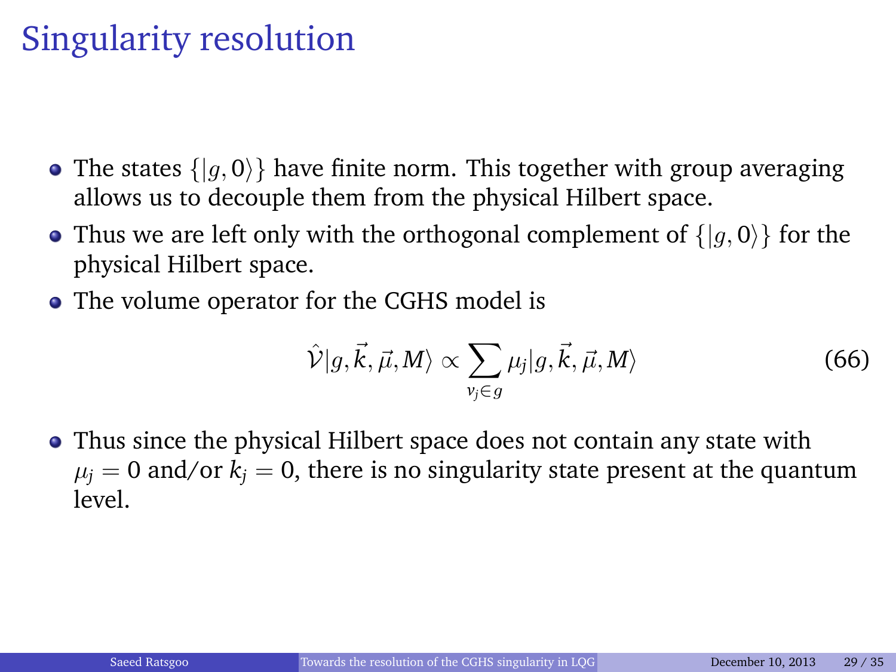# Singularity resolution

- The states $\{|g, 0\rangle\}$ have finite norm. This together with group averaging allows us to decouple them from the physical Hilbert space.
- Thus we are left only with the orthogonal complement of $\{|g, 0\rangle\}$ for the physical Hilbert space.
- The volume operator for the CGHS model is

$$\hat{\mathcal{V}}|g, \vec{k}, \vec{\mu}, M\rangle \propto \sum_{v_j \in g} \mu_j |g, \vec{k}, \vec{\mu}, M\rangle \tag{66}$$

- Thus since the physical Hilbert space does not contain any state with $\mu_j = 0$ and/or $k_j = 0$, there is no singularity state present at the quantum level.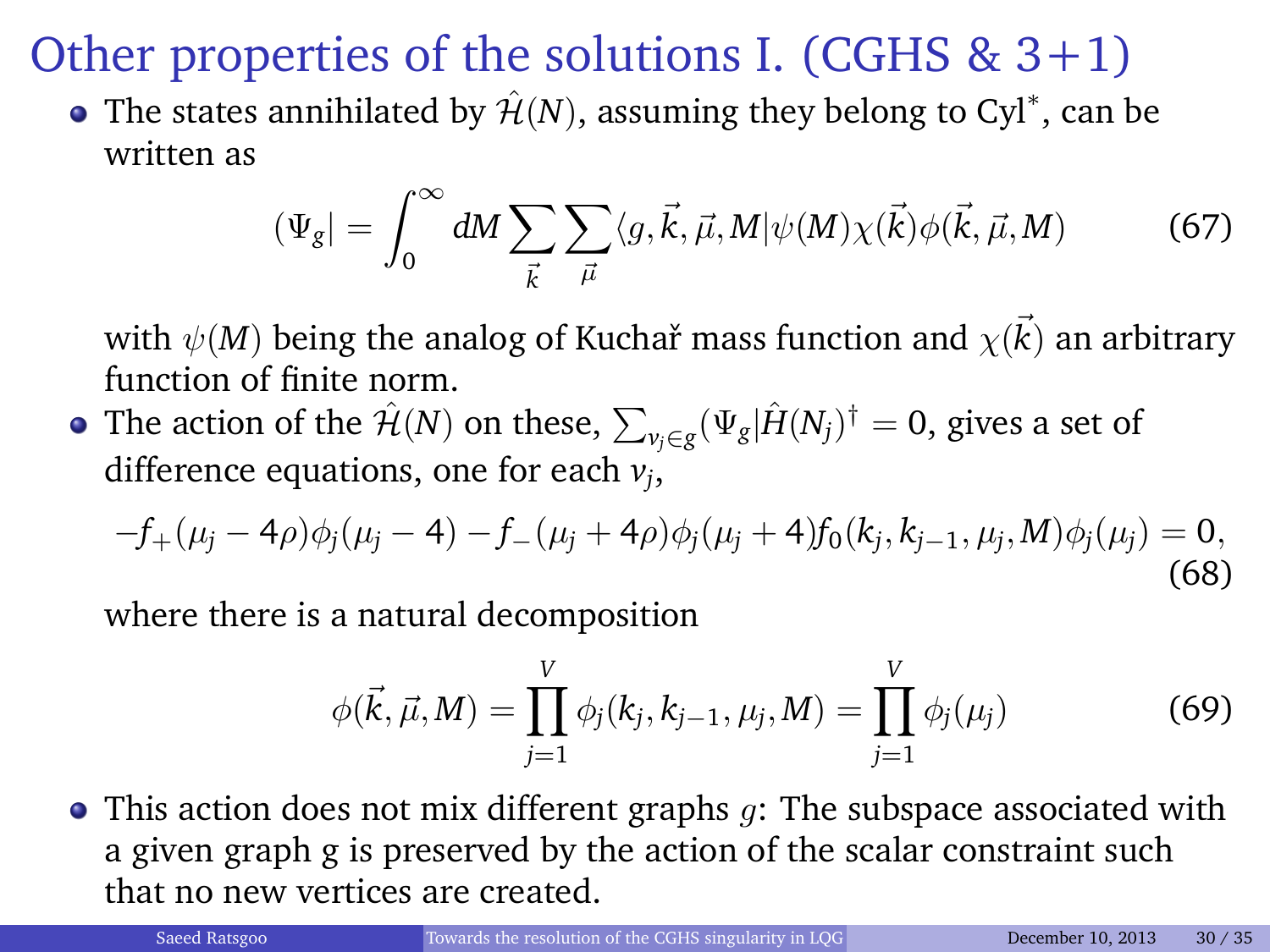# Other properties of the solutions I. (CGHS & 3+1)

- The states annihilated by $\hat{\mathcal{H}}(N)$, assuming they belong to Cyl$^*$, can be written as

$$(\Psi_g| = \int_0^\infty dM \sum_{\vec{k}} \sum_{\vec{\mu}} \langle g, \vec{k}, \vec{\mu}, M | \psi(M) \chi(\vec{k}) \phi(\vec{k}, \vec{\mu}, M) \tag{67}$$

  with $\psi(M)$ being the analog of Kuchař mass function and $\chi(\vec{k})$ an arbitrary function of finite norm.

- The action of the $\hat{\mathcal{H}}(N)$ on these, $\sum_{v_j \in g} (\Psi_g | \hat{H}(N_j)^\dagger = 0$, gives a set of difference equations, one for each $v_j$,

$$-f_+(\mu_j - 4\rho)\phi_j(\mu_j - 4) - f_-(\mu_j + 4\rho)\phi_j(\mu_j + 4) f_0(k_j, k_{j-1}, \mu_j, M)\phi_j(\mu_j) = 0, \tag{68}$$

  where there is a natural decomposition

$$\phi(\vec{k}, \vec{\mu}, M) = \prod_{j=1}^{V} \phi_j(k_j, k_{j-1}, \mu_j, M) = \prod_{j=1}^{V} \phi_j(\mu_j) \tag{69}$$

- This action does not mix different graphs $g$: The subspace associated with a given graph g is preserved by the action of the scalar constraint such that no new vertices are created.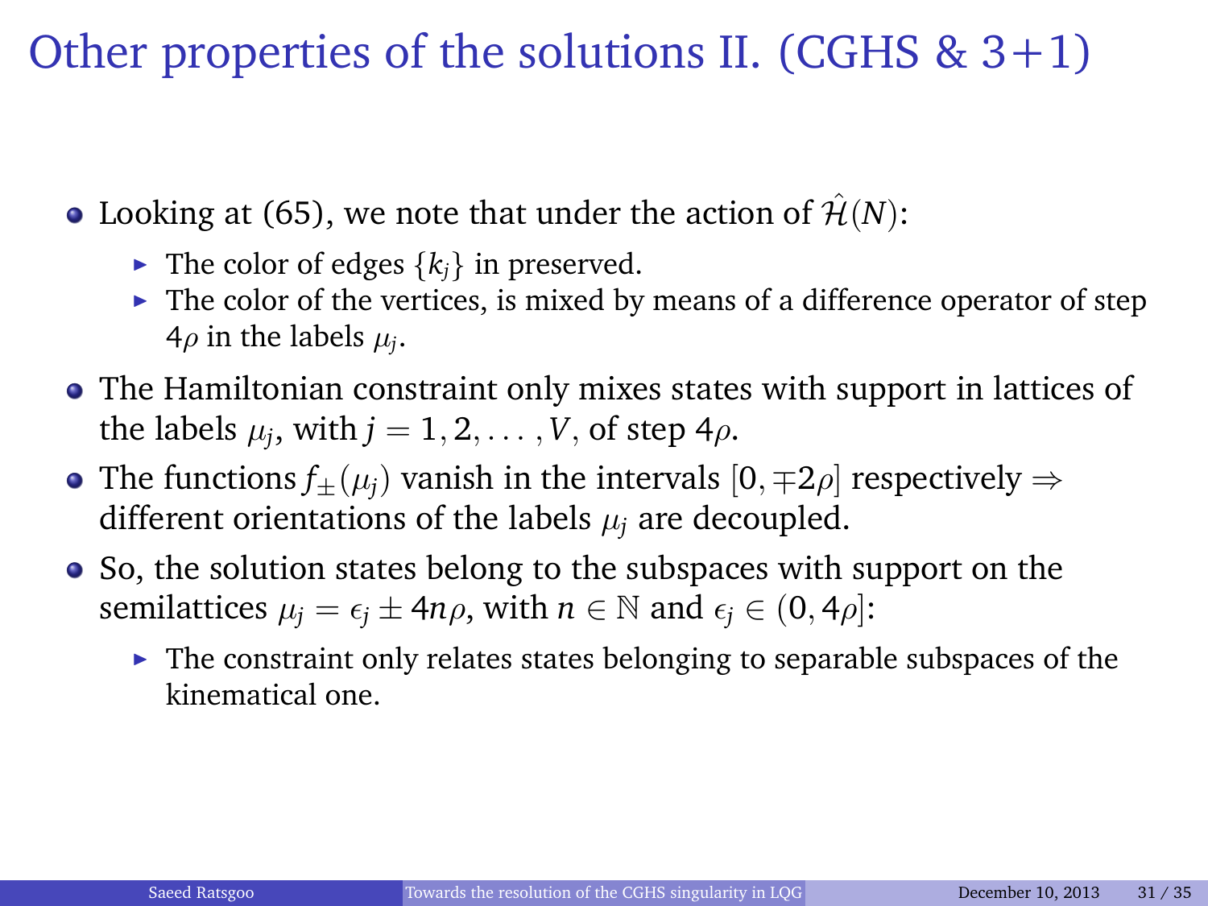# Other properties of the solutions II. (CGHS & 3+1)

- Looking at (65), we note that under the action of $\hat{\mathcal{H}}(N)$:
  - The color of edges $\{k_j\}$ in preserved.
  - The color of the vertices, is mixed by means of a difference operator of step $4\rho$ in the labels $\mu_j$.
- The Hamiltonian constraint only mixes states with support in lattices of the labels $\mu_j$, with $j = 1, 2, \ldots, V$, of step $4\rho$.
- The functions $f_\pm(\mu_j)$ vanish in the intervals $[0, \mp 2\rho]$ respectively $\Rightarrow$ different orientations of the labels $\mu_j$ are decoupled.
- So, the solution states belong to the subspaces with support on the semilattices $\mu_j = \epsilon_j \pm 4n\rho$, with $n \in \mathbb{N}$ and $\epsilon_j \in (0, 4\rho]$:
  - The constraint only relates states belonging to separable subspaces of the kinematical one.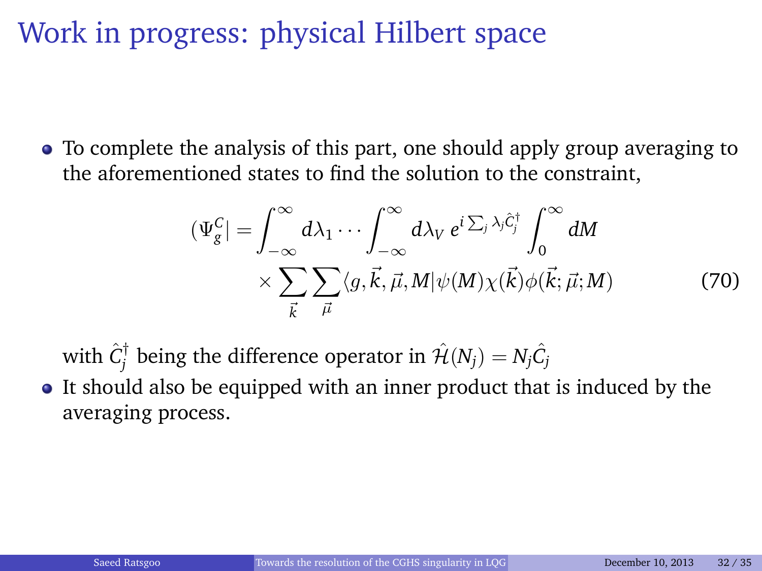# Work in progress: physical Hilbert space

- To complete the analysis of this part, one should apply group averaging to the aforementioned states to find the solution to the constraint,

$$
\begin{aligned}
(\Psi_g^C| = \int_{-\infty}^{\infty} d\lambda_1 \cdots \int_{-\infty}^{\infty} d\lambda_V \, e^{i\sum_j \lambda_j \hat{C}_j^\dagger} \int_0^{\infty} dM \\
\times \sum_{\vec{k}} \sum_{\vec{\mu}} \langle g, \vec{k}, \vec{\mu}, M | \psi(M) \chi(\vec{k}) \phi(\vec{k}; \vec{\mu}; M)
\end{aligned}
\tag{70}
$$

  with $\hat{C}_j^\dagger$ being the difference operator in $\hat{\mathcal{H}}(N_j) = N_j \hat{C}_j$

- It should also be equipped with an inner product that is induced by the averaging process.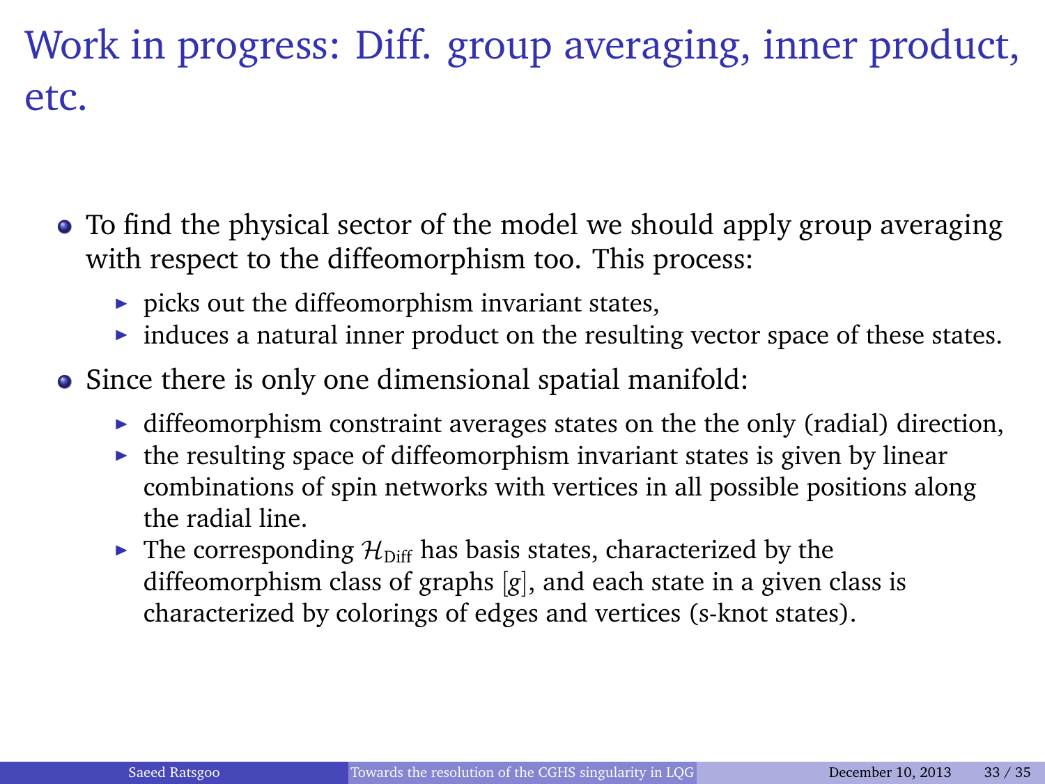# Work in progress: Diff. group averaging, inner product, etc.

- To find the physical sector of the model we should apply group averaging with respect to the diffeomorphism too. This process:
  - picks out the diffeomorphism invariant states,
  - induces a natural inner product on the resulting vector space of these states.
- Since there is only one dimensional spatial manifold:
  - diffeomorphism constraint averages states on the the only (radial) direction,
  - the resulting space of diffeomorphism invariant states is given by linear combinations of spin networks with vertices in all possible positions along the radial line.
  - The corresponding $\mathcal{H}_{\text{Diff}}$ has basis states, characterized by the diffeomorphism class of graphs $[g]$, and each state in a given class is characterized by colorings of edges and vertices (s-knot states).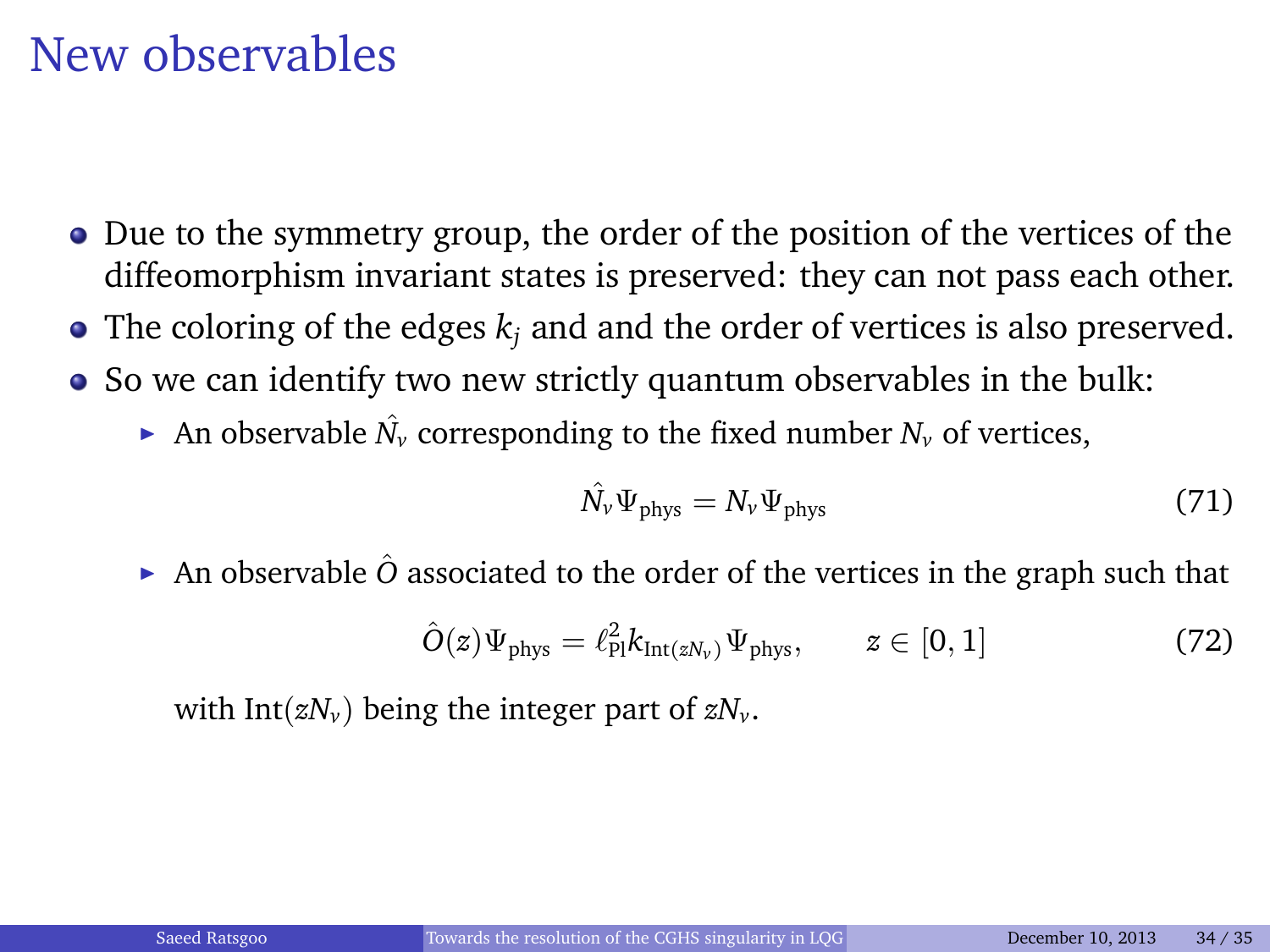# New observables

- Due to the symmetry group, the order of the position of the vertices of the diffeomorphism invariant states is preserved: they can not pass each other.
- The coloring of the edges $k_j$ and and the order of vertices is also preserved.
- So we can identify two new strictly quantum observables in the bulk:
  - An observable $\hat{N_v}$ corresponding to the fixed number $N_v$ of vertices,

$$\hat{N_v}\Psi_{\rm phys} = N_v \Psi_{\rm phys} \tag{71}$$

  - An observable $\hat{O}$ associated to the order of the vertices in the graph such that

$$\hat{O}(z)\Psi_{\rm phys} = \ell_{\rm Pl}^2 k_{{\rm Int}(zN_v)}\Psi_{\rm phys}, \qquad z \in [0,1] \tag{72}$$

    with ${\rm Int}(zN_v)$ being the integer part of $zN_v$.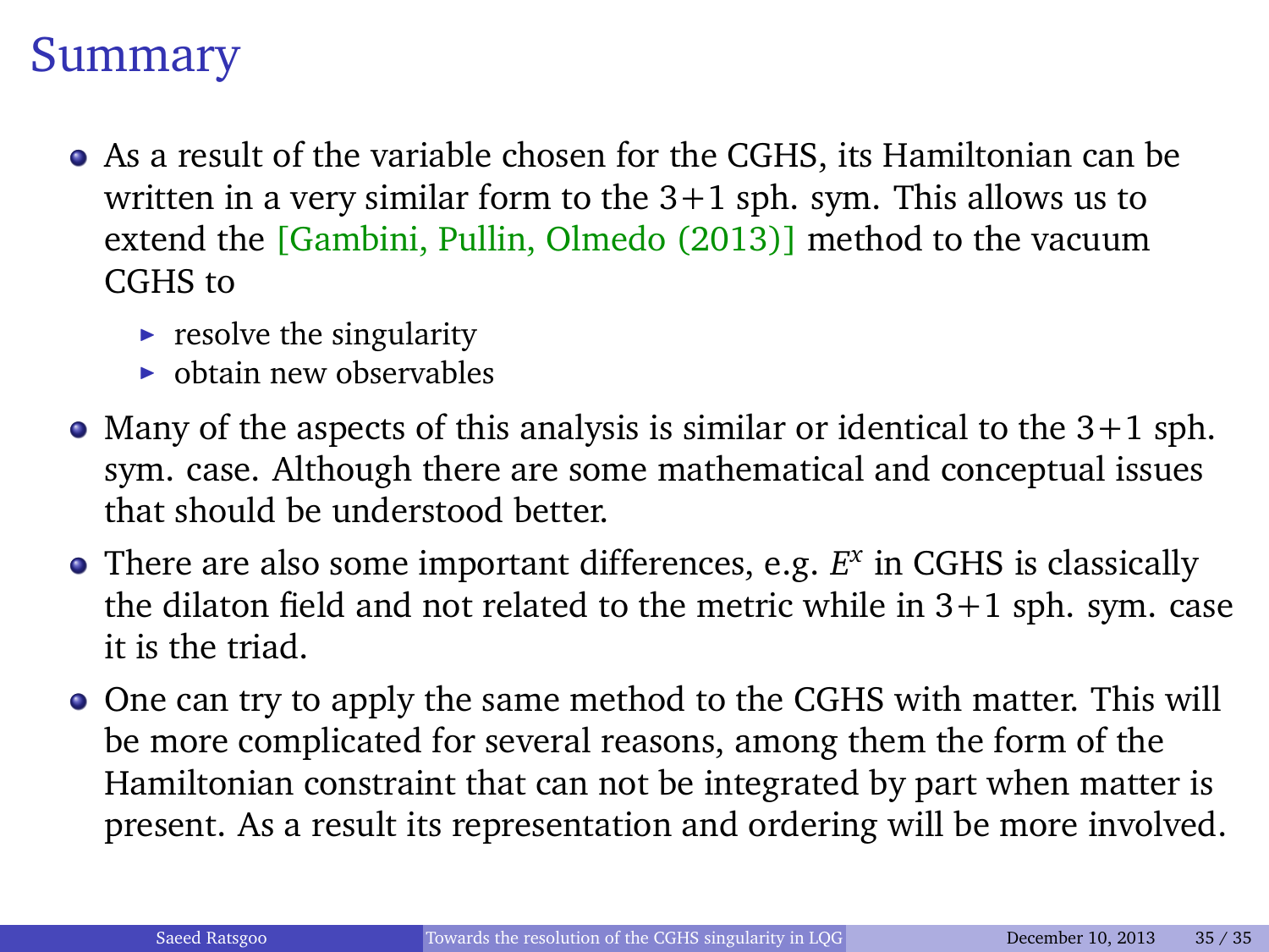# Summary

- As a result of the variable chosen for the CGHS, its Hamiltonian can be written in a very similar form to the 3+1 sph. sym. This allows us to extend the [Gambini, Pullin, Olmedo (2013)] method to the vacuum CGHS to
  - resolve the singularity
  - obtain new observables
- Many of the aspects of this analysis is similar or identical to the 3+1 sph. sym. case. Although there are some mathematical and conceptual issues that should be understood better.
- There are also some important differences, e.g. $E^x$ in CGHS is classically the dilaton field and not related to the metric while in 3+1 sph. sym. case it is the triad.
- One can try to apply the same method to the CGHS with matter. This will be more complicated for several reasons, among them the form of the Hamiltonian constraint that can not be integrated by part when matter is present. As a result its representation and ordering will be more involved.